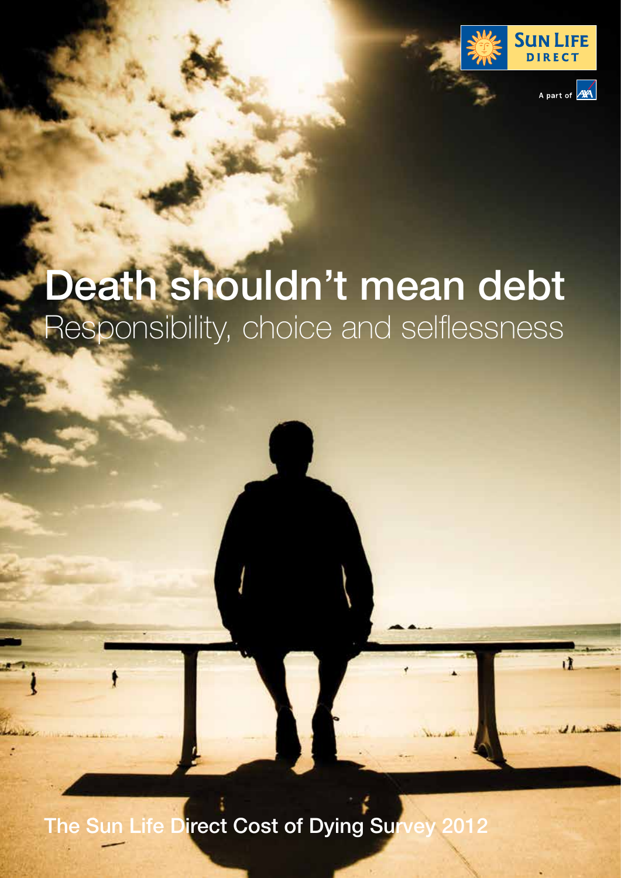SUN LIFE DIRECT

A part of AXA

# Death shouldn't mean debt

## Responsibility, choice and selflessness

**The Sun Life Direct Cost of Dying Survey 2012**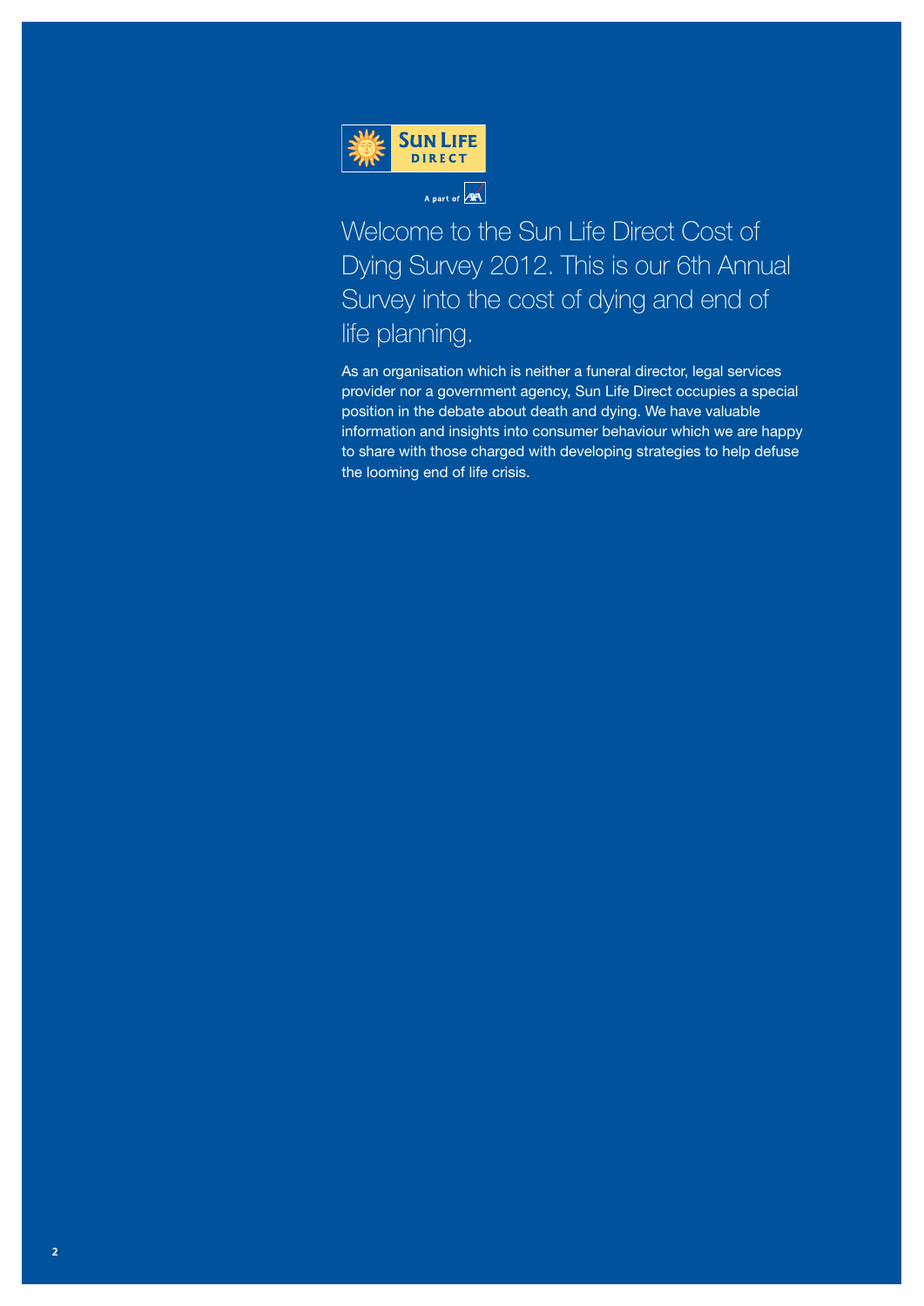Welcome to the Sun Life Direct Cost of Dying Survey 2012. This is our 6th Annual Survey into the cost of dying and end of life planning.

As an organisation which is neither a funeral director, legal services provider nor a government agency, Sun Life Direct occupies a special position in the debate about death and dying. We have valuable information and insights into consumer behaviour which we are happy to share with those charged with developing strategies to help defuse the looming end of life crisis.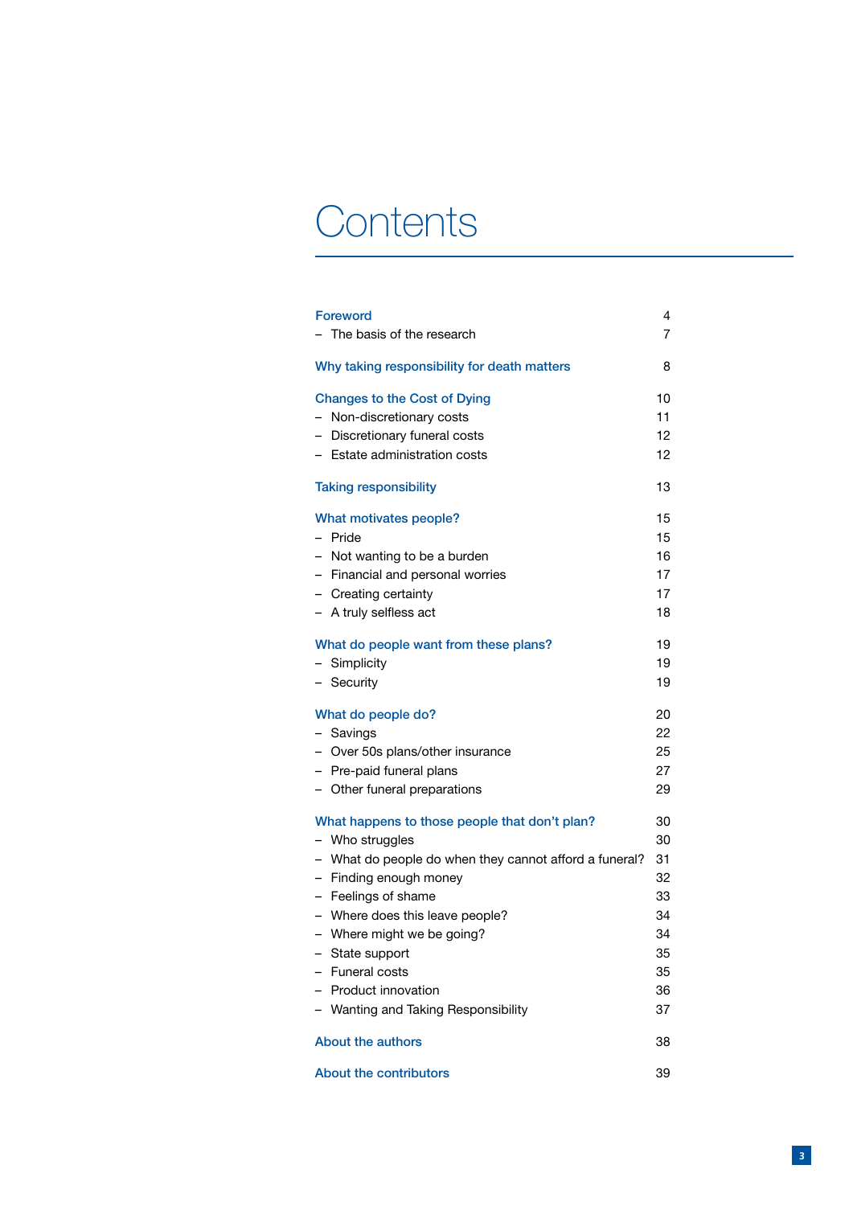# Contents

| | |
|---|---|
| **Foreword** | 4 |
| – The basis of the research | 7 |
| **Why taking responsibility for death matters** | 8 |
| **Changes to the Cost of Dying** | 10 |
| – Non-discretionary costs | 11 |
| – Discretionary funeral costs | 12 |
| – Estate administration costs | 12 |
| **Taking responsibility** | 13 |
| **What motivates people?** | 15 |
| – Pride | 15 |
| – Not wanting to be a burden | 16 |
| – Financial and personal worries | 17 |
| – Creating certainty | 17 |
| – A truly selfless act | 18 |
| **What do people want from these plans?** | 19 |
| – Simplicity | 19 |
| – Security | 19 |
| **What do people do?** | 20 |
| – Savings | 22 |
| – Over 50s plans/other insurance | 25 |
| – Pre-paid funeral plans | 27 |
| – Other funeral preparations | 29 |
| **What happens to those people that don't plan?** | 30 |
| – Who struggles | 30 |
| – What do people do when they cannot afford a funeral? | 31 |
| – Finding enough money | 32 |
| – Feelings of shame | 33 |
| – Where does this leave people? | 34 |
| – Where might we be going? | 34 |
| – State support | 35 |
| – Funeral costs | 35 |
| – Product innovation | 36 |
| – Wanting and Taking Responsibility | 37 |
| **About the authors** | 38 |
| **About the contributors** | 39 |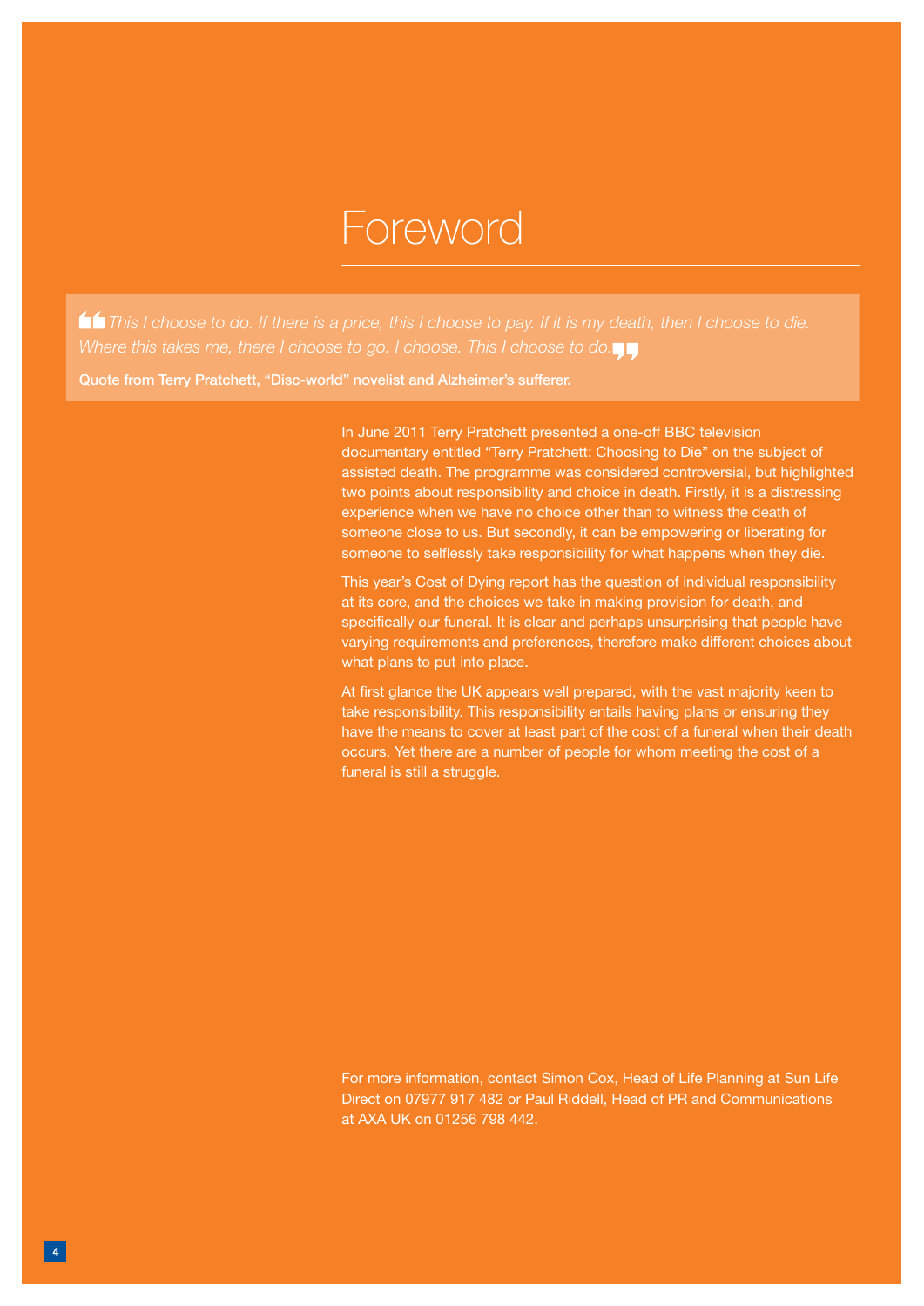# Foreword

> *This I choose to do. If there is a price, this I choose to pay. If it is my death, then I choose to die. Where this takes me, there I choose to go. I choose. This I choose to do.*
>
> **Quote from Terry Pratchett, "Disc-world" novelist and Alzheimer's sufferer.**

In June 2011 Terry Pratchett presented a one-off BBC television documentary entitled "Terry Pratchett: Choosing to Die" on the subject of assisted death. The programme was considered controversial, but highlighted two points about responsibility and choice in death. Firstly, it is a distressing experience when we have no choice other than to witness the death of someone close to us. But secondly, it can be empowering or liberating for someone to selflessly take responsibility for what happens when they die.

This year's Cost of Dying report has the question of individual responsibility at its core, and the choices we take in making provision for death, and specifically our funeral. It is clear and perhaps unsurprising that people have varying requirements and preferences, therefore make different choices about what plans to put into place.

At first glance the UK appears well prepared, with the vast majority keen to take responsibility. This responsibility entails having plans or ensuring they have the means to cover at least part of the cost of a funeral when their death occurs. Yet there are a number of people for whom meeting the cost of a funeral is still a struggle.

For more information, contact Simon Cox, Head of Life Planning at Sun Life Direct on 07977 917 482 or Paul Riddell, Head of PR and Communications at AXA UK on 01256 798 442.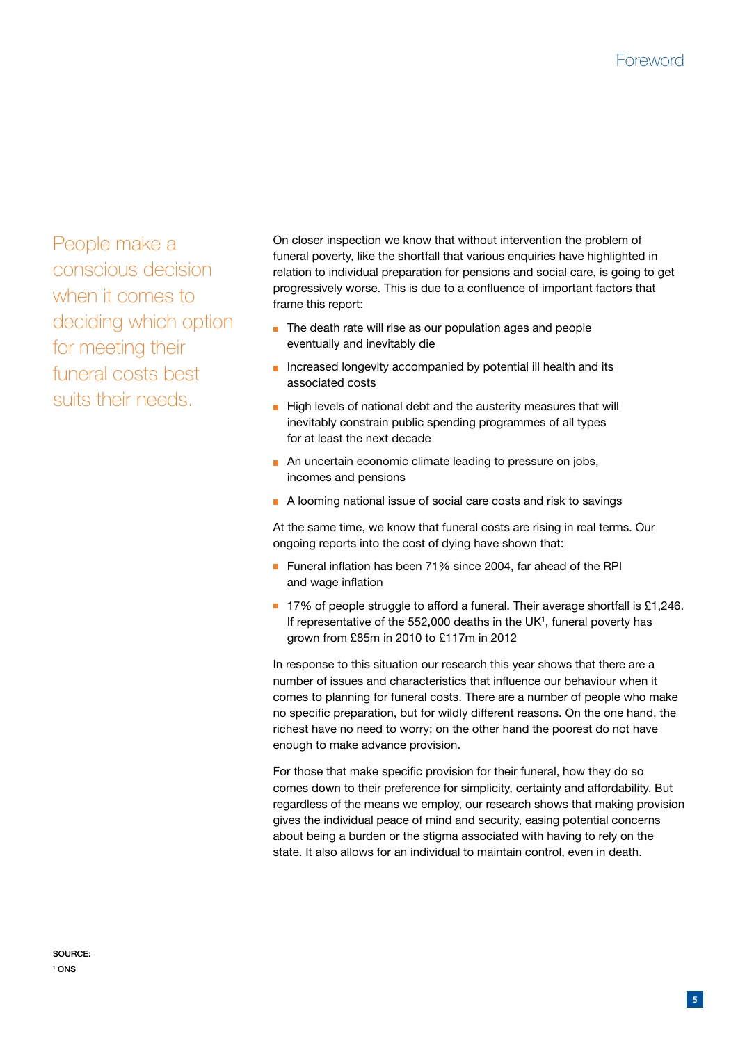People make a conscious decision when it comes to deciding which option for meeting their funeral costs best suits their needs.

On closer inspection we know that without intervention the problem of funeral poverty, like the shortfall that various enquiries have highlighted in relation to individual preparation for pensions and social care, is going to get progressively worse. This is due to a confluence of important factors that frame this report:

- The death rate will rise as our population ages and people eventually and inevitably die
- Increased longevity accompanied by potential ill health and its associated costs
- High levels of national debt and the austerity measures that will inevitably constrain public spending programmes of all types for at least the next decade
- An uncertain economic climate leading to pressure on jobs, incomes and pensions
- A looming national issue of social care costs and risk to savings

At the same time, we know that funeral costs are rising in real terms. Our ongoing reports into the cost of dying have shown that:

- Funeral inflation has been 71% since 2004, far ahead of the RPI and wage inflation
- 17% of people struggle to afford a funeral. Their average shortfall is £1,246. If representative of the 552,000 deaths in the UK[1], funeral poverty has grown from £85m in 2010 to £117m in 2012

In response to this situation our research this year shows that there are a number of issues and characteristics that influence our behaviour when it comes to planning for funeral costs. There are a number of people who make no specific preparation, but for wildly different reasons. On the one hand, the richest have no need to worry; on the other hand the poorest do not have enough to make advance provision.

For those that make specific provision for their funeral, how they do so comes down to their preference for simplicity, certainty and affordability. But regardless of the means we employ, our research shows that making provision gives the individual peace of mind and security, easing potential concerns about being a burden or the stigma associated with having to rely on the state. It also allows for an individual to maintain control, even in death.

**SOURCE:**
[1] ONS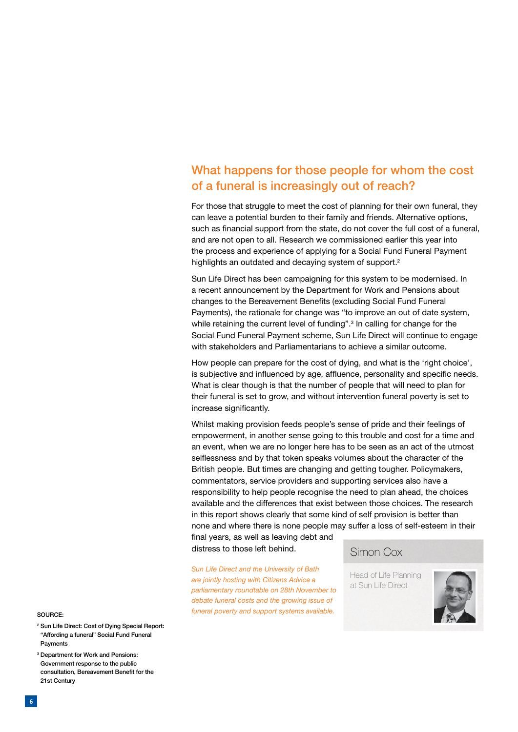## What happens for those people for whom the cost of a funeral is increasingly out of reach?

For those that struggle to meet the cost of planning for their own funeral, they can leave a potential burden to their family and friends. Alternative options, such as financial support from the state, do not cover the full cost of a funeral, and are not open to all. Research we commissioned earlier this year into the process and experience of applying for a Social Fund Funeral Payment highlights an outdated and decaying system of support.[2]

Sun Life Direct has been campaigning for this system to be modernised. In a recent announcement by the Department for Work and Pensions about changes to the Bereavement Benefits (excluding Social Fund Funeral Payments), the rationale for change was "to improve an out of date system, while retaining the current level of funding".[3] In calling for change for the Social Fund Funeral Payment scheme, Sun Life Direct will continue to engage with stakeholders and Parliamentarians to achieve a similar outcome.

How people can prepare for the cost of dying, and what is the 'right choice', is subjective and influenced by age, affluence, personality and specific needs. What is clear though is that the number of people that will need to plan for their funeral is set to grow, and without intervention funeral poverty is set to increase significantly.

Whilst making provision feeds people's sense of pride and their feelings of empowerment, in another sense going to this trouble and cost for a time and an event, when we are no longer here has to be seen as an act of the utmost selflessness and by that token speaks volumes about the character of the British people. But times are changing and getting tougher. Policymakers, commentators, service providers and supporting services also have a responsibility to help people recognise the need to plan ahead, the choices available and the differences that exist between those choices. The research in this report shows clearly that some kind of self provision is better than none and where there is none people may suffer a loss of self-esteem in their final years, as well as leaving debt and distress to those left behind.

*Sun Life Direct and the University of Bath are jointly hosting with Citizens Advice a parliamentary roundtable on 28th November to debate funeral costs and the growing issue of funeral poverty and support systems available.*

**Simon Cox**

Head of Life Planning at Sun Life Direct

SOURCE:

[2] Sun Life Direct: Cost of Dying Special Report: "Affording a funeral" Social Fund Funeral Payments

[3] Department for Work and Pensions: Government response to the public consultation, Bereavement Benefit for the 21st Century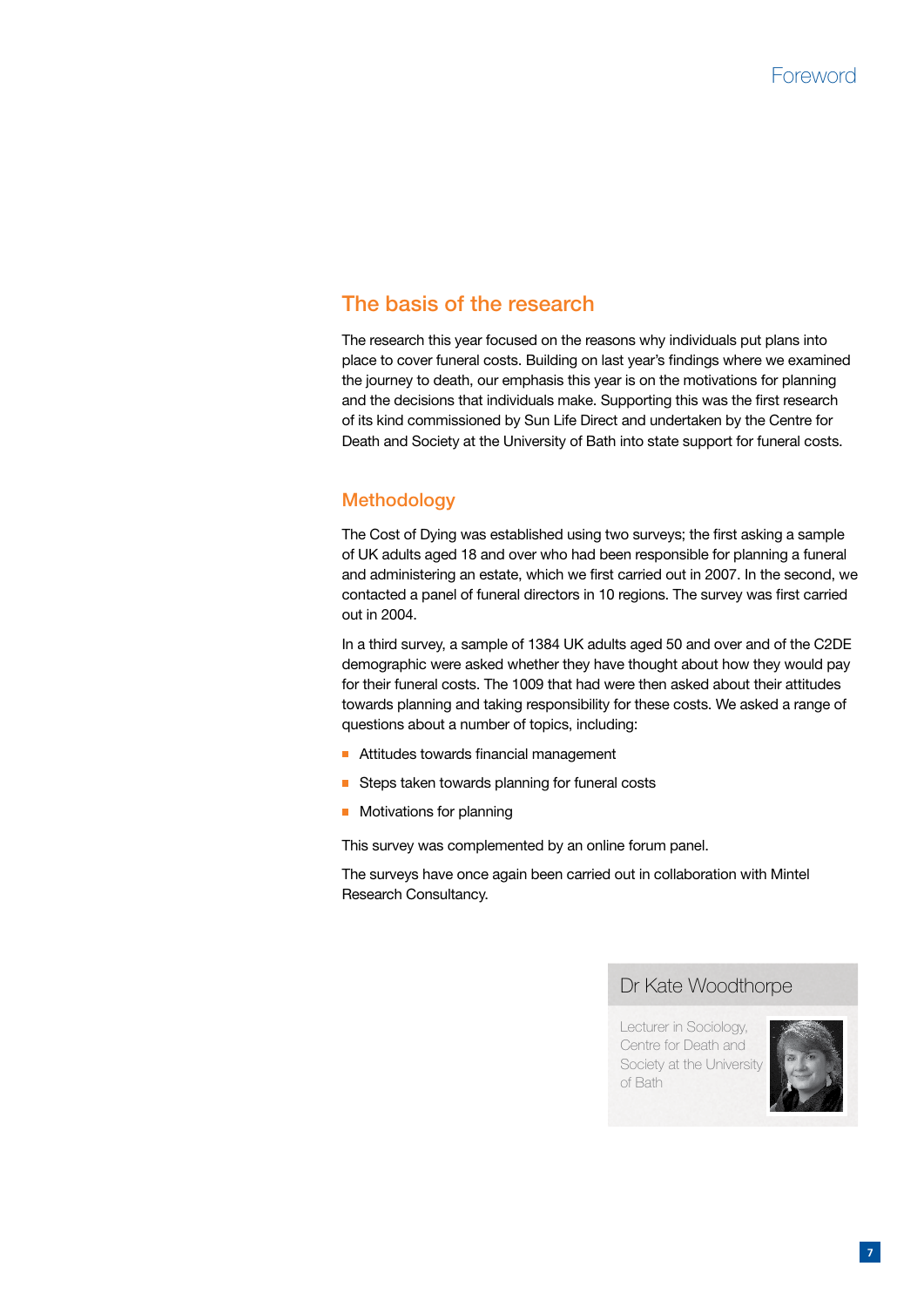## The basis of the research

The research this year focused on the reasons why individuals put plans into place to cover funeral costs. Building on last year's findings where we examined the journey to death, our emphasis this year is on the motivations for planning and the decisions that individuals make. Supporting this was the first research of its kind commissioned by Sun Life Direct and undertaken by the Centre for Death and Society at the University of Bath into state support for funeral costs.

### Methodology

The Cost of Dying was established using two surveys; the first asking a sample of UK adults aged 18 and over who had been responsible for planning a funeral and administering an estate, which we first carried out in 2007. In the second, we contacted a panel of funeral directors in 10 regions. The survey was first carried out in 2004.

In a third survey, a sample of 1384 UK adults aged 50 and over and of the C2DE demographic were asked whether they have thought about how they would pay for their funeral costs. The 1009 that had were then asked about their attitudes towards planning and taking responsibility for these costs. We asked a range of questions about a number of topics, including:

- Attitudes towards financial management
- Steps taken towards planning for funeral costs
- Motivations for planning

This survey was complemented by an online forum panel.

The surveys have once again been carried out in collaboration with Mintel Research Consultancy.

**Dr Kate Woodthorpe**

Lecturer in Sociology, Centre for Death and Society at the University of Bath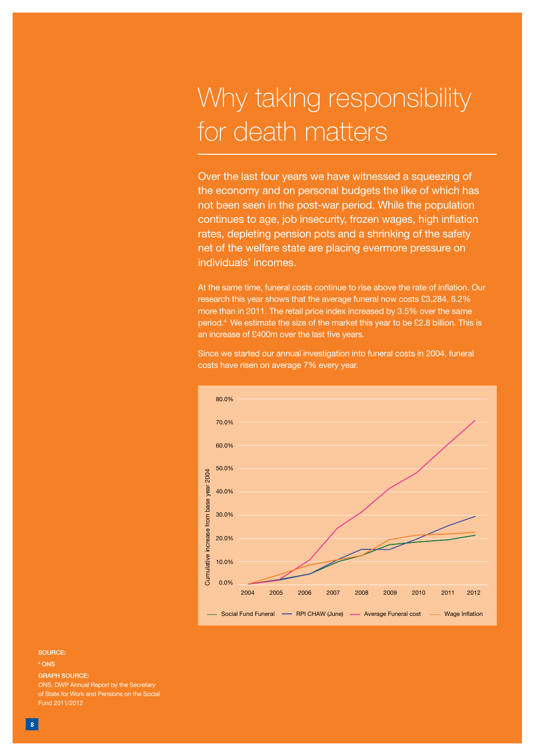# Why taking responsibility for death matters

Over the last four years we have witnessed a squeezing of the economy and on personal budgets the like of which has not been seen in the post-war period. While the population continues to age, job insecurity, frozen wages, high inflation rates, depleting pension pots and a shrinking of the safety net of the welfare state are placing evermore pressure on individuals' incomes.

At the same time, funeral costs continue to rise above the rate of inflation. Our research this year shows that the average funeral now costs £3,284, 6.2% more than in 2011. The retail price index increased by 3.5% over the same period.[4] We estimate the size of the market this year to be £2.8 billion. This is an increase of £400m over the last five years.

Since we started our annual investigation into funeral costs in 2004, funeral costs have risen on average 7% every year.

Cumulative increase from base year 2004

Social Fund Funeral — RPI CHAW (June) — Average Funeral cost — Wage Inflation

SOURCE:

[4] ONS

GRAPH SOURCE:

ONS, DWP Annual Report by the Secretary of State for Work and Pensions on the Social Fund 2011/2012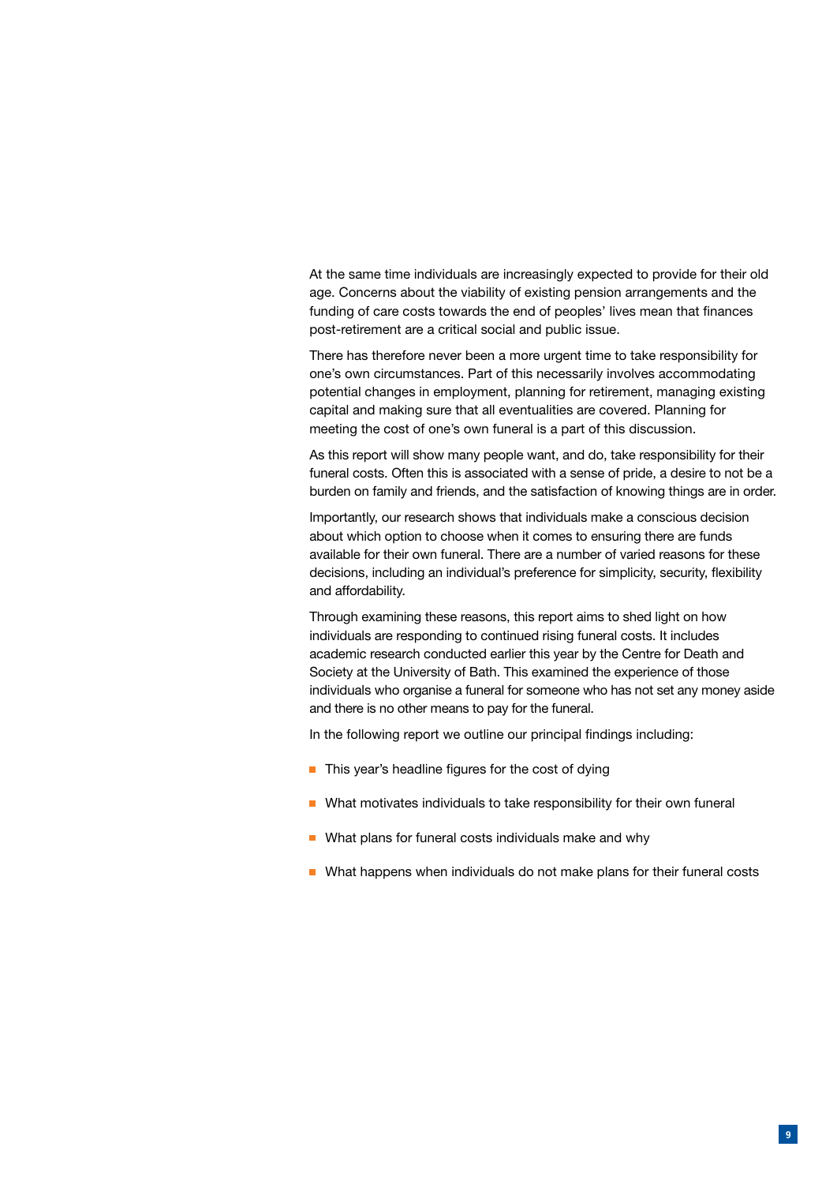At the same time individuals are increasingly expected to provide for their old age. Concerns about the viability of existing pension arrangements and the funding of care costs towards the end of peoples' lives mean that finances post-retirement are a critical social and public issue.

There has therefore never been a more urgent time to take responsibility for one's own circumstances. Part of this necessarily involves accommodating potential changes in employment, planning for retirement, managing existing capital and making sure that all eventualities are covered. Planning for meeting the cost of one's own funeral is a part of this discussion.

As this report will show many people want, and do, take responsibility for their funeral costs. Often this is associated with a sense of pride, a desire to not be a burden on family and friends, and the satisfaction of knowing things are in order.

Importantly, our research shows that individuals make a conscious decision about which option to choose when it comes to ensuring there are funds available for their own funeral. There are a number of varied reasons for these decisions, including an individual's preference for simplicity, security, flexibility and affordability.

Through examining these reasons, this report aims to shed light on how individuals are responding to continued rising funeral costs. It includes academic research conducted earlier this year by the Centre for Death and Society at the University of Bath. This examined the experience of those individuals who organise a funeral for someone who has not set any money aside and there is no other means to pay for the funeral.

In the following report we outline our principal findings including:

- This year's headline figures for the cost of dying
- What motivates individuals to take responsibility for their own funeral
- What plans for funeral costs individuals make and why
- What happens when individuals do not make plans for their funeral costs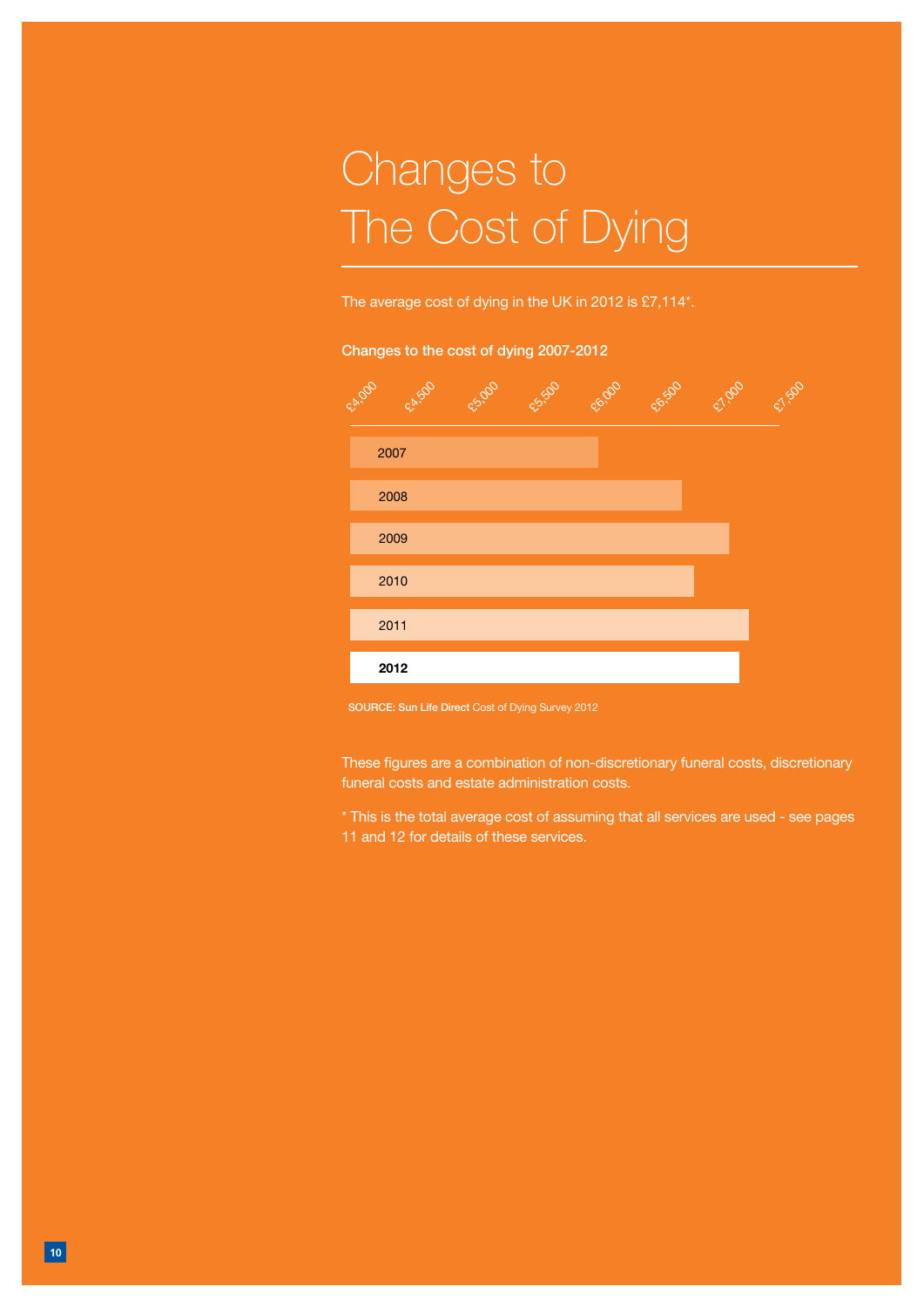# Changes to The Cost of Dying

The average cost of dying in the UK in 2012 is £7,114*.

**Changes to the cost of dying 2007-2012**

£4,000 £4,500 £5,000 £5,500 £6,000 £6,500 £7,000 £7,500

2007

2008

2009

2010

2011

**2012**

**SOURCE: Sun Life Direct** Cost of Dying Survey 2012

These figures are a combination of non-discretionary funeral costs, discretionary funeral costs and estate administration costs.

* This is the total average cost of assuming that all services are used - see pages 11 and 12 for details of these services.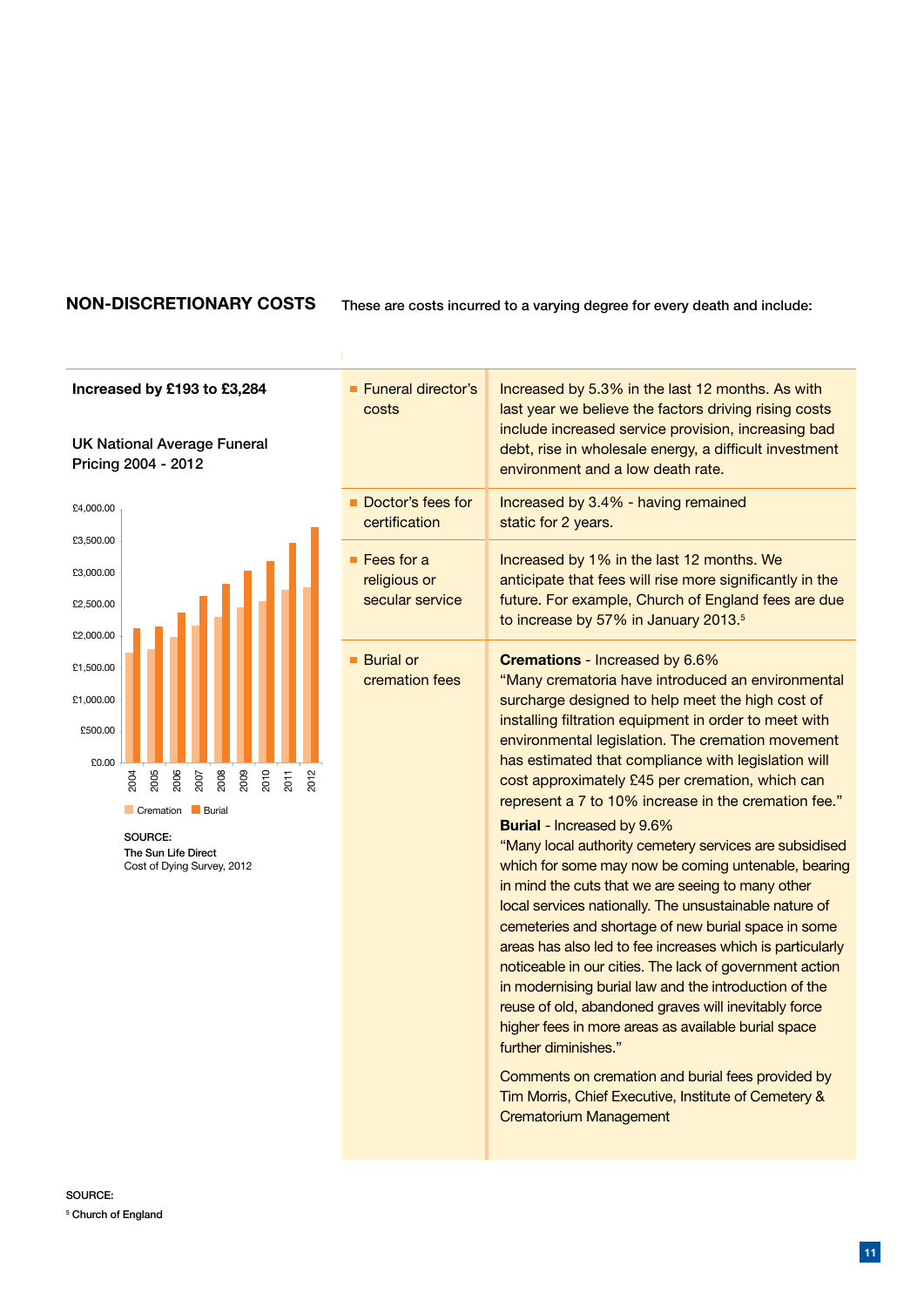## NON-DISCRETIONARY COSTS

These are costs incurred to a varying degree for every death and include:

**Increased by £193 to £3,284**

UK National Average Funeral Pricing 2004 - 2012

£4,000.00
£3,500.00
£3,000.00
£2,500.00
£2,000.00
£1,500.00
£1,000.00
£500.00
£0.00

2004 2005 2006 2007 2008 2009 2010 2011 2012

Cremation Burial

SOURCE:
The Sun Life Direct
Cost of Dying Survey, 2012

| | |
|---|---|
| Funeral director's costs | Increased by 5.3% in the last 12 months. As with last year we believe the factors driving rising costs include increased service provision, increasing bad debt, rise in wholesale energy, a difficult investment environment and a low death rate. |
| Doctor's fees for certification | Increased by 3.4% - having remained static for 2 years. |
| Fees for a religious or secular service | Increased by 1% in the last 12 months. We anticipate that fees will rise more significantly in the future. For example, Church of England fees are due to increase by 57% in January 2013.[5] |
| Burial or cremation fees | **Cremations** - Increased by 6.6% "Many crematoria have introduced an environmental surcharge designed to help meet the high cost of installing filtration equipment in order to meet with environmental legislation. The cremation movement has estimated that compliance with legislation will cost approximately £45 per cremation, which can represent a 7 to 10% increase in the cremation fee." **Burial** - Increased by 9.6% "Many local authority cemetery services are subsidised which for some may now be coming untenable, bearing in mind the cuts that we are seeing to many other local services nationally. The unsustainable nature of cemeteries and shortage of new burial space in some areas has also led to fee increases which is particularly noticeable in our cities. The lack of government action in modernising burial law and the introduction of the reuse of old, abandoned graves will inevitably force higher fees in more areas as available burial space further diminishes." Comments on cremation and burial fees provided by Tim Morris, Chief Executive, Institute of Cemetery & Crematorium Management |

SOURCE:
[5] Church of England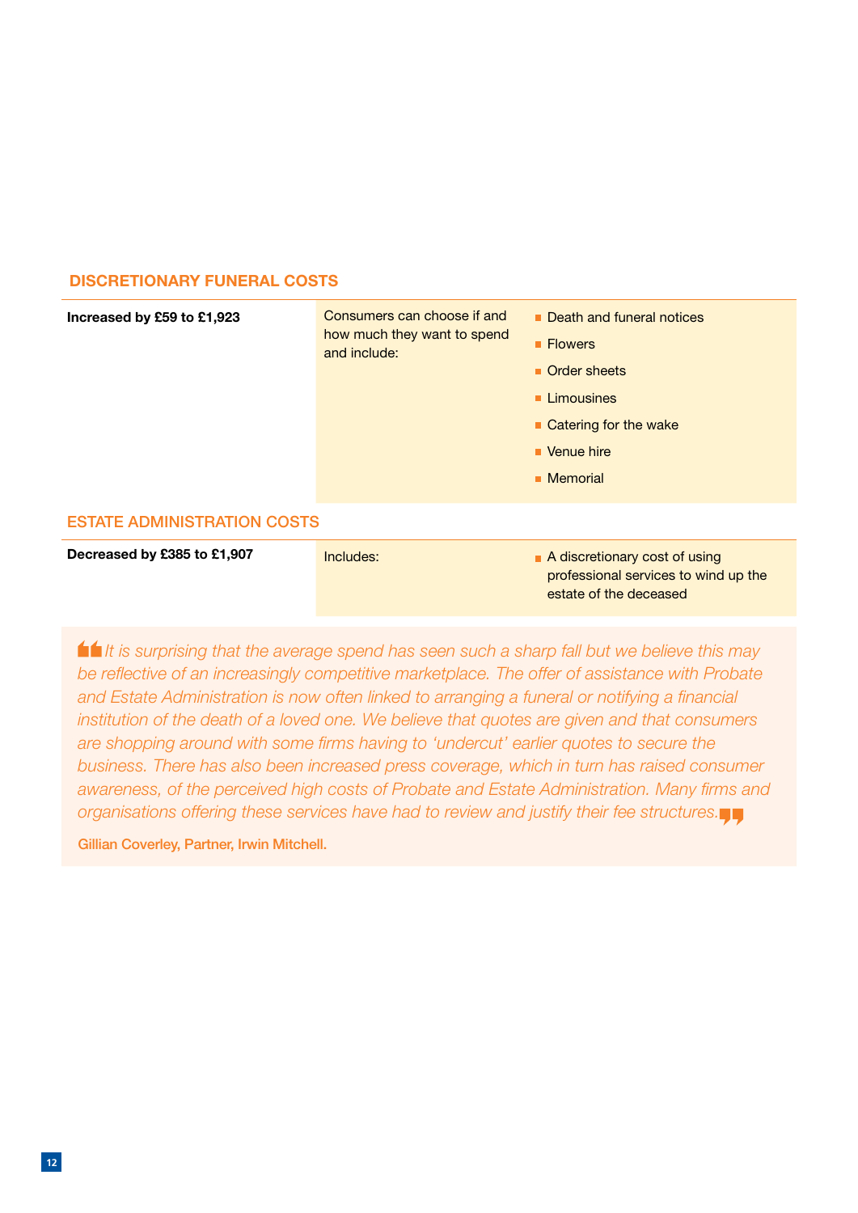## DISCRETIONARY FUNERAL COSTS

| | | |
|---|---|---|
| **Increased by £59 to £1,923** | Consumers can choose if and how much they want to spend and include: | - Death and funeral notices<br>- Flowers<br>- Order sheets<br>- Limousines<br>- Catering for the wake<br>- Venue hire<br>- Memorial |

## ESTATE ADMINISTRATION COSTS

| | | |
|---|---|---|
| **Decreased by £385 to £1,907** | Includes: | - A discretionary cost of using professional services to wind up the estate of the deceased |

> *"It is surprising that the average spend has seen such a sharp fall but we believe this may be reflective of an increasingly competitive marketplace. The offer of assistance with Probate and Estate Administration is now often linked to arranging a funeral or notifying a financial institution of the death of a loved one. We believe that quotes are given and that consumers are shopping around with some firms having to 'undercut' earlier quotes to secure the business. There has also been increased press coverage, which in turn has raised consumer awareness, of the perceived high costs of Probate and Estate Administration. Many firms and organisations offering these services have had to review and justify their fee structures."*
>
> **Gillian Coverley, Partner, Irwin Mitchell.**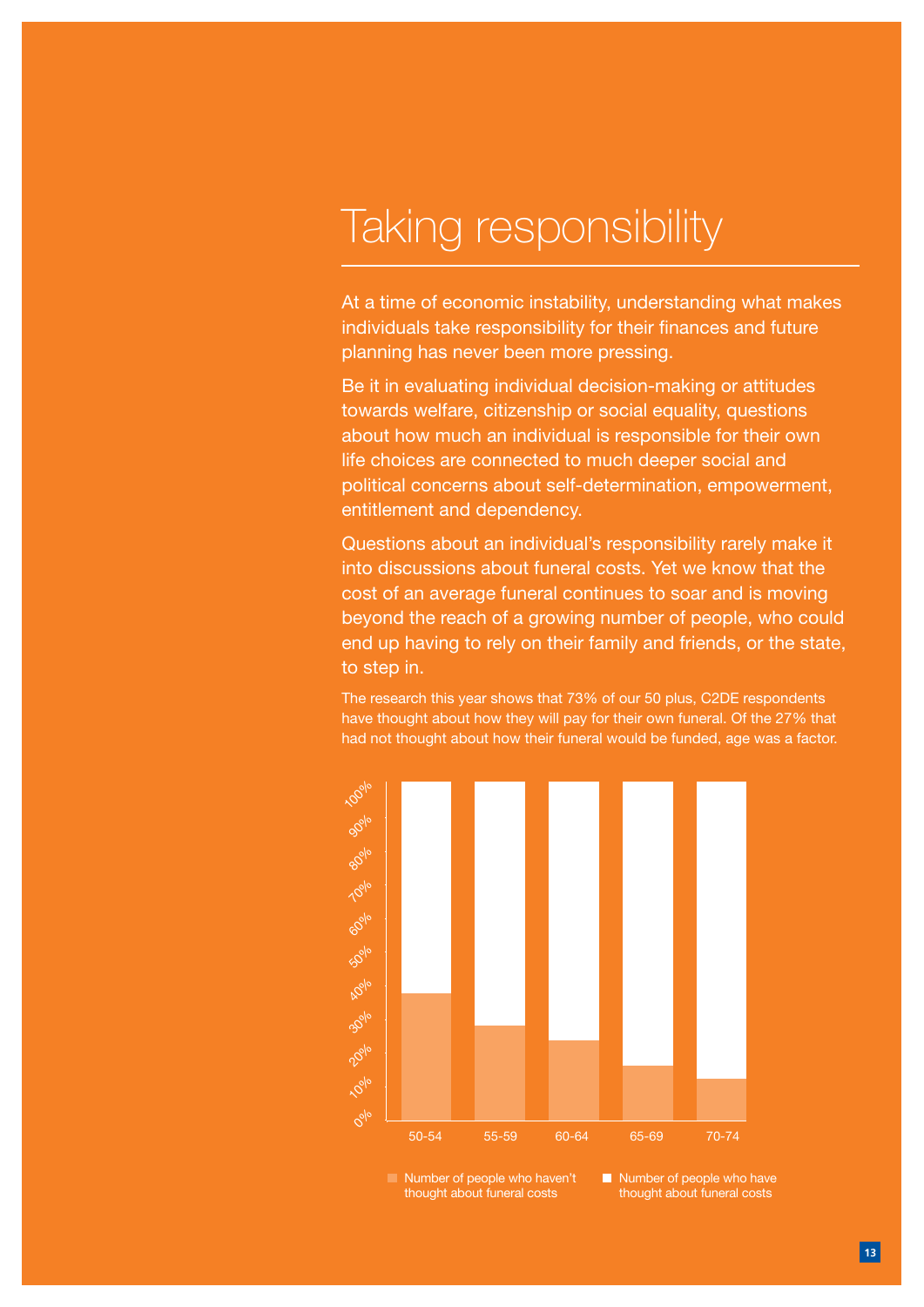# Taking responsibility

At a time of economic instability, understanding what makes individuals take responsibility for their finances and future planning has never been more pressing.

Be it in evaluating individual decision-making or attitudes towards welfare, citizenship or social equality, questions about how much an individual is responsible for their own life choices are connected to much deeper social and political concerns about self-determination, empowerment, entitlement and dependency.

Questions about an individual's responsibility rarely make it into discussions about funeral costs. Yet we know that the cost of an average funeral continues to soar and is moving beyond the reach of a growing number of people, who could end up having to rely on their family and friends, or the state, to step in.

The research this year shows that 73% of our 50 plus, C2DE respondents have thought about how they will pay for their own funeral. Of the 27% that had not thought about how their funeral would be funded, age was a factor.

| Age group | Number of people who haven't thought about funeral costs | Number of people who have thought about funeral costs |
|---|---|---|
| 50-54 | ~38% | ~62% |
| 55-59 | ~28% | ~72% |
| 60-64 | ~24% | ~76% |
| 65-69 | ~16% | ~84% |
| 70-74 | ~12% | ~88% |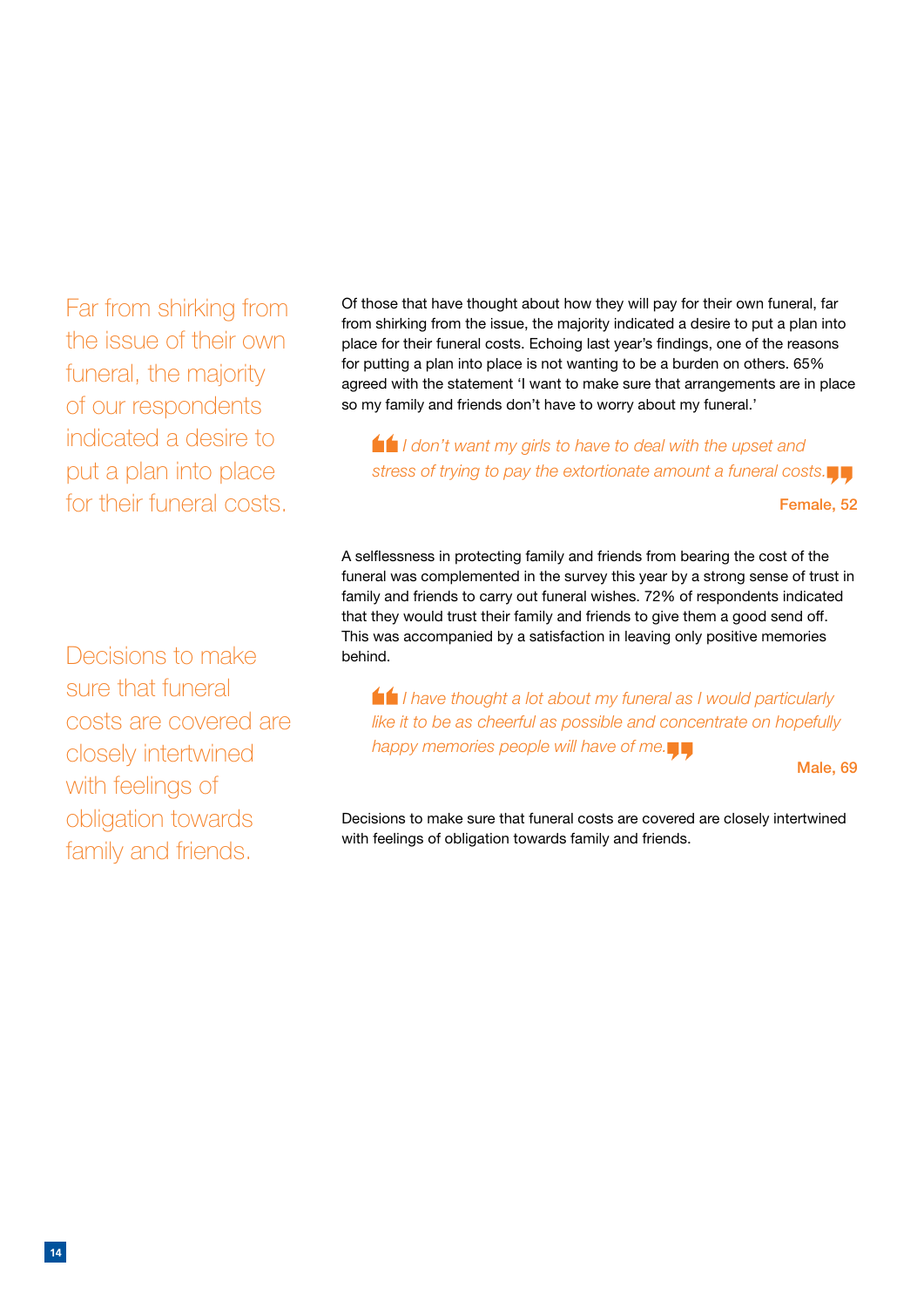Far from shirking from the issue of their own funeral, the majority of our respondents indicated a desire to put a plan into place for their funeral costs.

Of those that have thought about how they will pay for their own funeral, far from shirking from the issue, the majority indicated a desire to put a plan into place for their funeral costs. Echoing last year's findings, one of the reasons for putting a plan into place is not wanting to be a burden on others. 65% agreed with the statement 'I want to make sure that arrangements are in place so my family and friends don't have to worry about my funeral.'

> *I don't want my girls to have to deal with the upset and stress of trying to pay the extortionate amount a funeral costs.*
>
> **Female, 52**

A selflessness in protecting family and friends from bearing the cost of the funeral was complemented in the survey this year by a strong sense of trust in family and friends to carry out funeral wishes. 72% of respondents indicated that they would trust their family and friends to give them a good send off. This was accompanied by a satisfaction in leaving only positive memories behind.

> *I have thought a lot about my funeral as I would particularly like it to be as cheerful as possible and concentrate on hopefully happy memories people will have of me.*
>
> **Male, 69**

Decisions to make sure that funeral costs are covered are closely intertwined with feelings of obligation towards family and friends.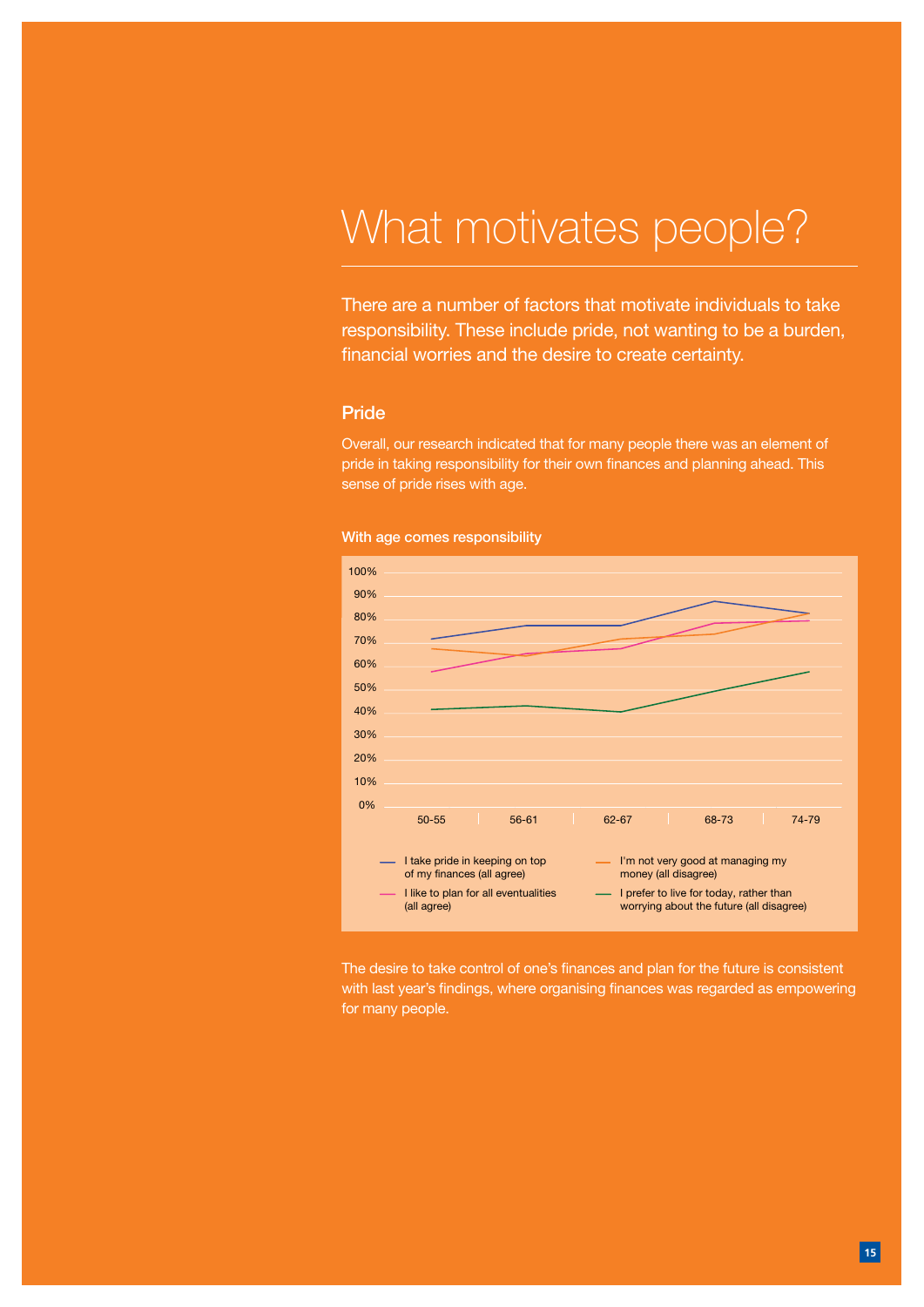# What motivates people?

There are a number of factors that motivate individuals to take responsibility. These include pride, not wanting to be a burden, financial worries and the desire to create certainty.

## Pride

Overall, our research indicated that for many people there was an element of pride in taking responsibility for their own finances and planning ahead. This sense of pride rises with age.

### With age comes responsibility

Y-axis: 0% – 100%

X-axis: 50-55, 56-61, 62-67, 68-73, 74-79

Legend:
- I take pride in keeping on top of my finances (all agree)
- I'm not very good at managing my money (all disagree)
- I like to plan for all eventualities (all agree)
- I prefer to live for today, rather than worrying about the future (all disagree)

The desire to take control of one's finances and plan for the future is consistent with last year's findings, where organising finances was regarded as empowering for many people.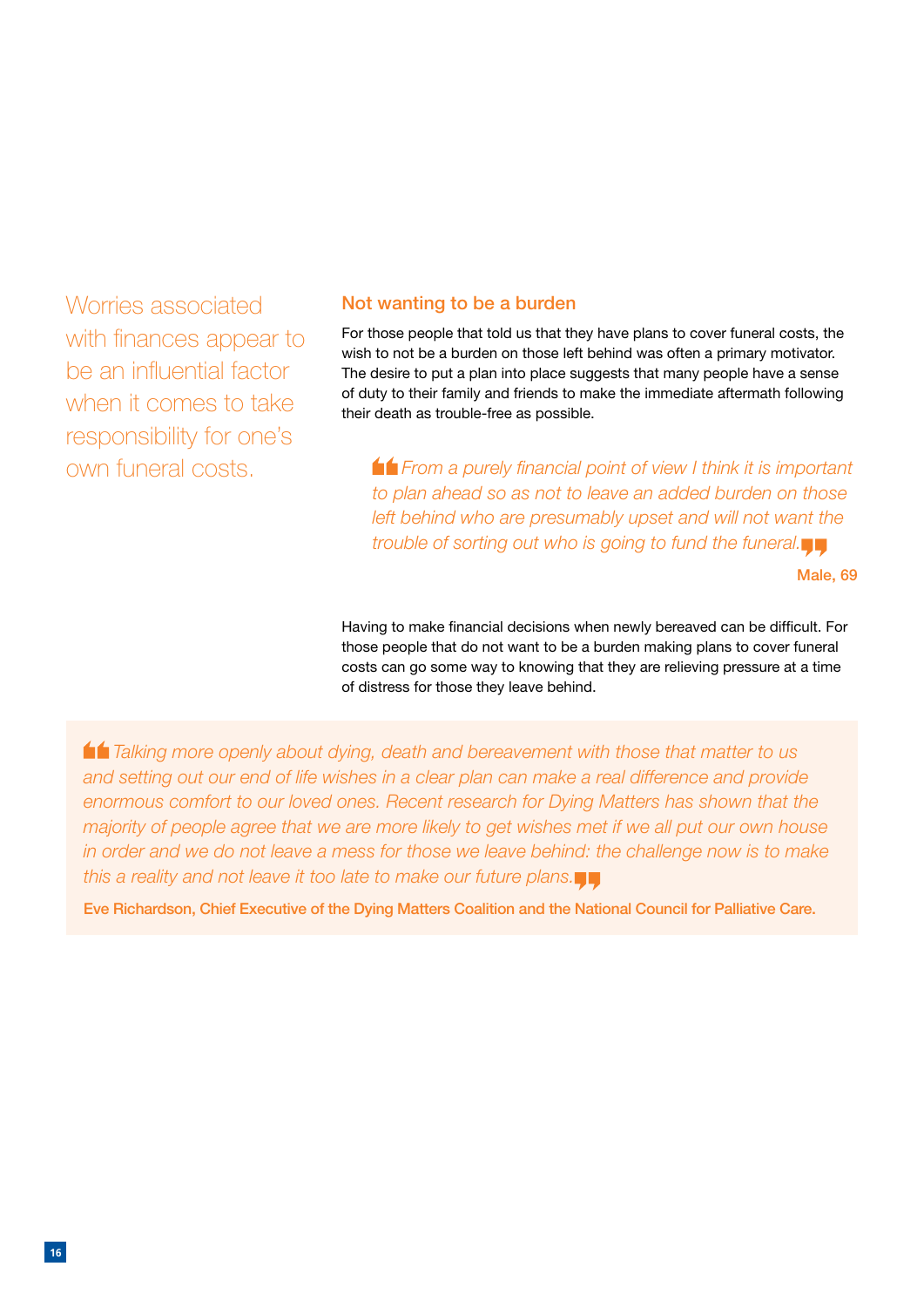Worries associated with finances appear to be an influential factor when it comes to take responsibility for one's own funeral costs.

## Not wanting to be a burden

For those people that told us that they have plans to cover funeral costs, the wish to not be a burden on those left behind was often a primary motivator. The desire to put a plan into place suggests that many people have a sense of duty to their family and friends to make the immediate aftermath following their death as trouble-free as possible.

> *From a purely financial point of view I think it is important to plan ahead so as not to leave an added burden on those left behind who are presumably upset and will not want the trouble of sorting out who is going to fund the funeral.*
>
> **Male, 69**

Having to make financial decisions when newly bereaved can be difficult. For those people that do not want to be a burden making plans to cover funeral costs can go some way to knowing that they are relieving pressure at a time of distress for those they leave behind.

> *Talking more openly about dying, death and bereavement with those that matter to us and setting out our end of life wishes in a clear plan can make a real difference and provide enormous comfort to our loved ones. Recent research for Dying Matters has shown that the majority of people agree that we are more likely to get wishes met if we all put our own house in order and we do not leave a mess for those we leave behind: the challenge now is to make this a reality and not leave it too late to make our future plans.*
>
> **Eve Richardson, Chief Executive of the Dying Matters Coalition and the National Council for Palliative Care.**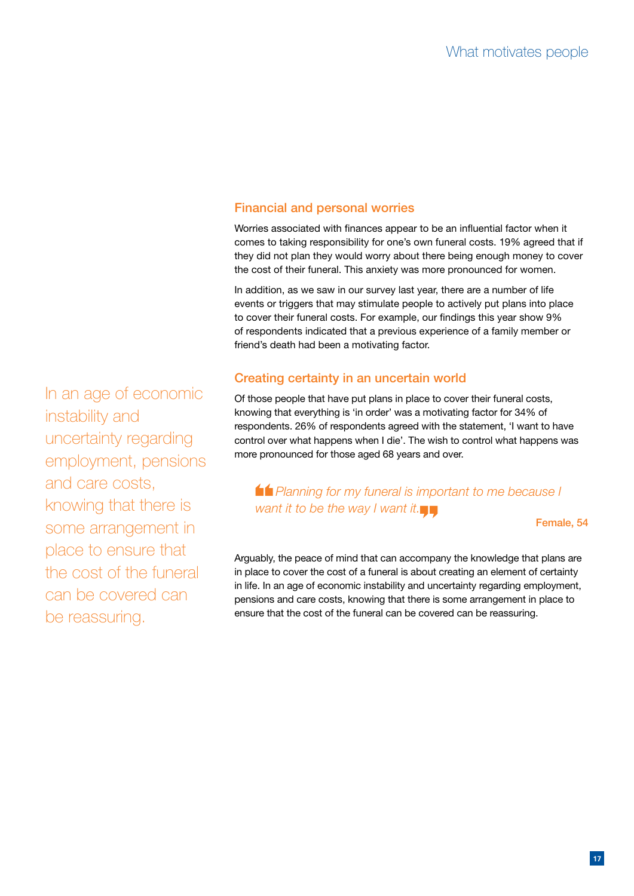## Financial and personal worries

Worries associated with finances appear to be an influential factor when it comes to taking responsibility for one's own funeral costs. 19% agreed that if they did not plan they would worry about there being enough money to cover the cost of their funeral. This anxiety was more pronounced for women.

In addition, as we saw in our survey last year, there are a number of life events or triggers that may stimulate people to actively put plans into place to cover their funeral costs. For example, our findings this year show 9% of respondents indicated that a previous experience of a family member or friend's death had been a motivating factor.

## Creating certainty in an uncertain world

Of those people that have put plans in place to cover their funeral costs, knowing that everything is 'in order' was a motivating factor for 34% of respondents. 26% of respondents agreed with the statement, 'I want to have control over what happens when I die'. The wish to control what happens was more pronounced for those aged 68 years and over.

> *Planning for my funeral is important to me because I want it to be the way I want it.*
>
> Female, 54

Arguably, the peace of mind that can accompany the knowledge that plans are in place to cover the cost of a funeral is about creating an element of certainty in life. In an age of economic instability and uncertainty regarding employment, pensions and care costs, knowing that there is some arrangement in place to ensure that the cost of the funeral can be covered can be reassuring.

> In an age of economic instability and uncertainty regarding employment, pensions and care costs, knowing that there is some arrangement in place to ensure that the cost of the funeral can be covered can be reassuring.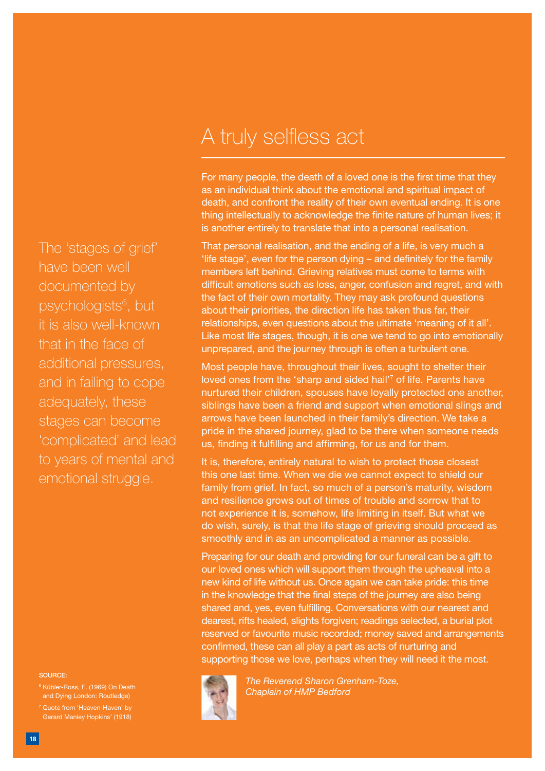# A truly selfless act

For many people, the death of a loved one is the first time that they as an individual think about the emotional and spiritual impact of death, and confront the reality of their own eventual ending. It is one thing intellectually to acknowledge the finite nature of human lives; it is another entirely to translate that into a personal realisation.

That personal realisation, and the ending of a life, is very much a 'life stage', even for the person dying – and definitely for the family members left behind. Grieving relatives must come to terms with difficult emotions such as loss, anger, confusion and regret, and with the fact of their own mortality. They may ask profound questions about their priorities, the direction life has taken thus far, their relationships, even questions about the ultimate 'meaning of it all'. Like most life stages, though, it is one we tend to go into emotionally unprepared, and the journey through is often a turbulent one.

Most people have, throughout their lives, sought to shelter their loved ones from the 'sharp and sided hail'[7] of life. Parents have nurtured their children, spouses have loyally protected one another, siblings have been a friend and support when emotional slings and arrows have been launched in their family's direction. We take a pride in the shared journey, glad to be there when someone needs us, finding it fulfilling and affirming, for us and for them.

It is, therefore, entirely natural to wish to protect those closest this one last time. When we die we cannot expect to shield our family from grief. In fact, so much of a person's maturity, wisdom and resilience grows out of times of trouble and sorrow that to not experience it is, somehow, life limiting in itself. But what we do wish, surely, is that the life stage of grieving should proceed as smoothly and in as an uncomplicated a manner as possible.

Preparing for our death and providing for our funeral can be a gift to our loved ones which will support them through the upheaval into a new kind of life without us. Once again we can take pride: this time in the knowledge that the final steps of the journey are also being shared and, yes, even fulfilling. Conversations with our nearest and dearest, rifts healed, slights forgiven; readings selected, a burial plot reserved or favourite music recorded; money saved and arrangements confirmed, these can all play a part as acts of nurturing and supporting those we love, perhaps when they will need it the most.

*The Reverend Sharon Grenham-Toze, Chaplain of HMP Bedford*

The 'stages of grief' have been well documented by psychologists[6], but it is also well-known that in the face of additional pressures, and in failing to cope adequately, these stages can become 'complicated' and lead to years of mental and emotional struggle.

SOURCE:

[6] Kübler-Ross, E. (1969) On Death and Dying London: Routledge)

[7] Quote from 'Heaven-Haven' by Gerard Manley Hopkins' (1918)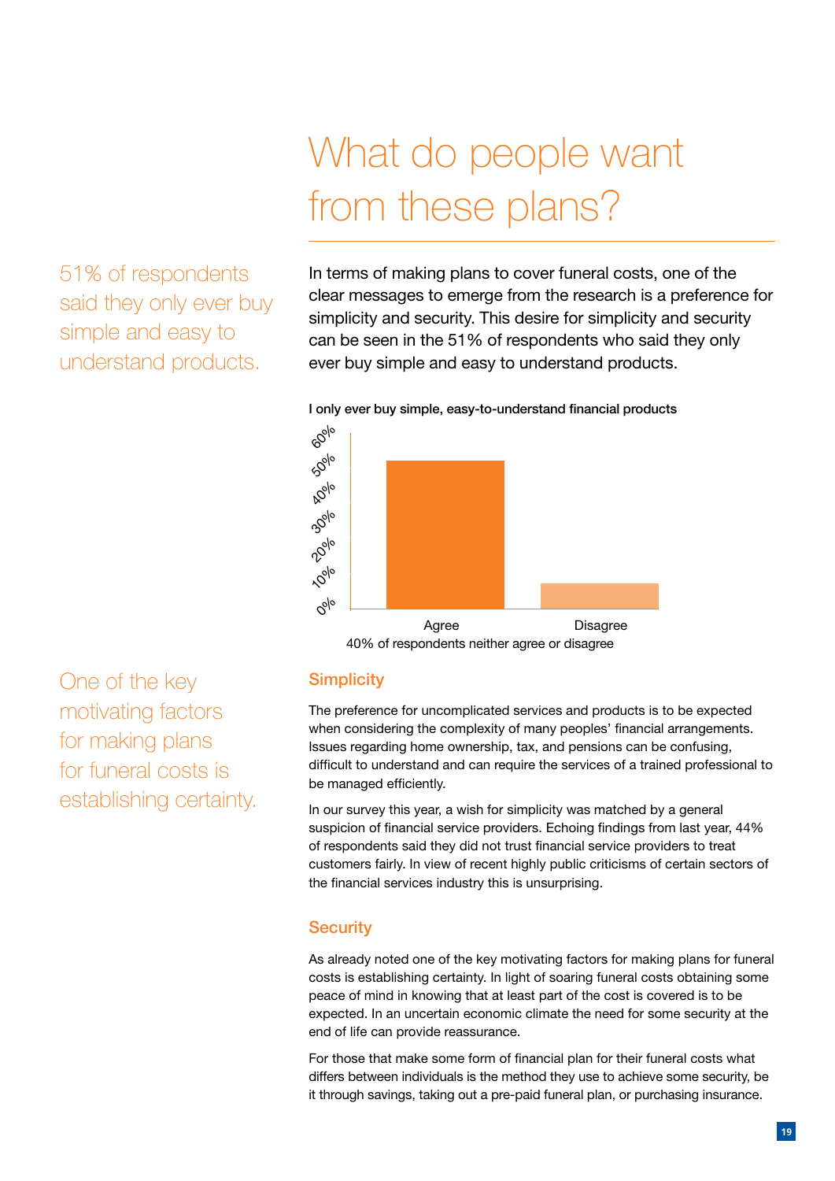# What do people want from these plans?

51% of respondents said they only ever buy simple and easy to understand products.

In terms of making plans to cover funeral costs, one of the clear messages to emerge from the research is a preference for simplicity and security. This desire for simplicity and security can be seen in the 51% of respondents who said they only ever buy simple and easy to understand products.

**I only ever buy simple, easy-to-understand financial products**

40% of respondents neither agree or disagree

One of the key motivating factors for making plans for funeral costs is establishing certainty.

## Simplicity

The preference for uncomplicated services and products is to be expected when considering the complexity of many peoples' financial arrangements. Issues regarding home ownership, tax, and pensions can be confusing, difficult to understand and can require the services of a trained professional to be managed efficiently.

In our survey this year, a wish for simplicity was matched by a general suspicion of financial service providers. Echoing findings from last year, 44% of respondents said they did not trust financial service providers to treat customers fairly. In view of recent highly public criticisms of certain sectors of the financial services industry this is unsurprising.

## Security

As already noted one of the key motivating factors for making plans for funeral costs is establishing certainty. In light of soaring funeral costs obtaining some peace of mind in knowing that at least part of the cost is covered is to be expected. In an uncertain economic climate the need for some security at the end of life can provide reassurance.

For those that make some form of financial plan for their funeral costs what differs between individuals is the method they use to achieve some security, be it through savings, taking out a pre-paid funeral plan, or purchasing insurance.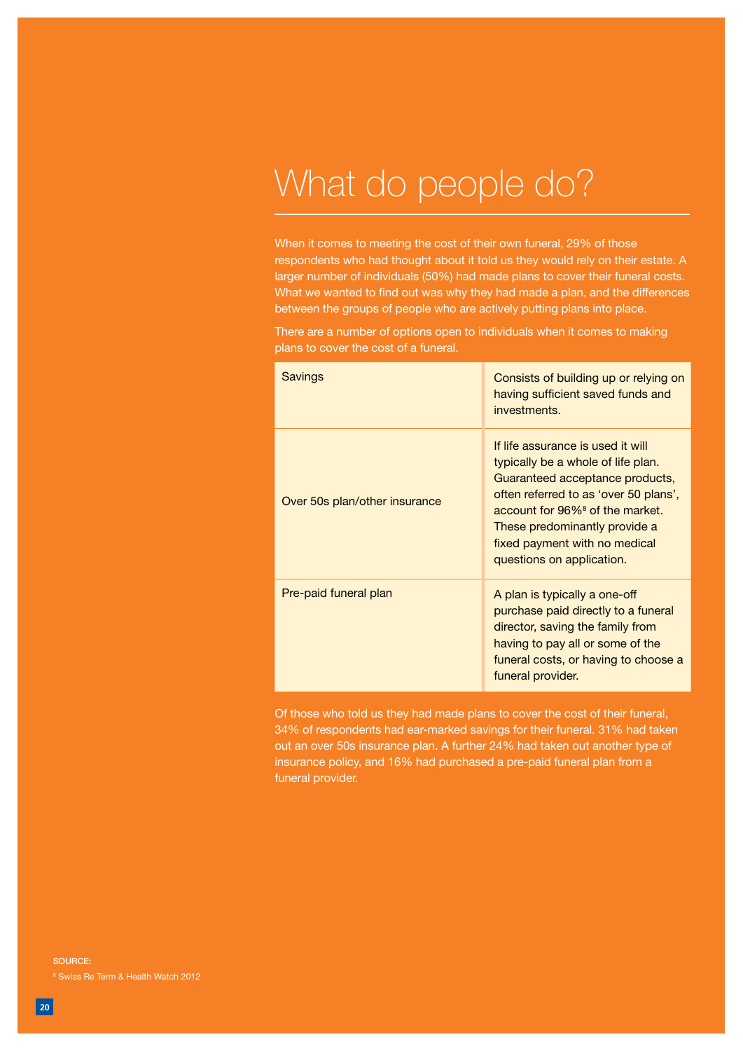# What do people do?

When it comes to meeting the cost of their own funeral, 29% of those respondents who had thought about it told us they would rely on their estate. A larger number of individuals (50%) had made plans to cover their funeral costs. What we wanted to find out was why they had made a plan, and the differences between the groups of people who are actively putting plans into place.

There are a number of options open to individuals when it comes to making plans to cover the cost of a funeral.

| | |
|---|---|
| Savings | Consists of building up or relying on having sufficient saved funds and investments. |
| Over 50s plan/other insurance | If life assurance is used it will typically be a whole of life plan. Guaranteed acceptance products, often referred to as 'over 50 plans', account for 96%[8] of the market. These predominantly provide a fixed payment with no medical questions on application. |
| Pre-paid funeral plan | A plan is typically a one-off purchase paid directly to a funeral director, saving the family from having to pay all or some of the funeral costs, or having to choose a funeral provider. |

Of those who told us they had made plans to cover the cost of their funeral, 34% of respondents had ear-marked savings for their funeral. 31% had taken out an over 50s insurance plan. A further 24% had taken out another type of insurance policy, and 16% had purchased a pre-paid funeral plan from a funeral provider.

SOURCE:

[8] Swiss Re Term & Health Watch 2012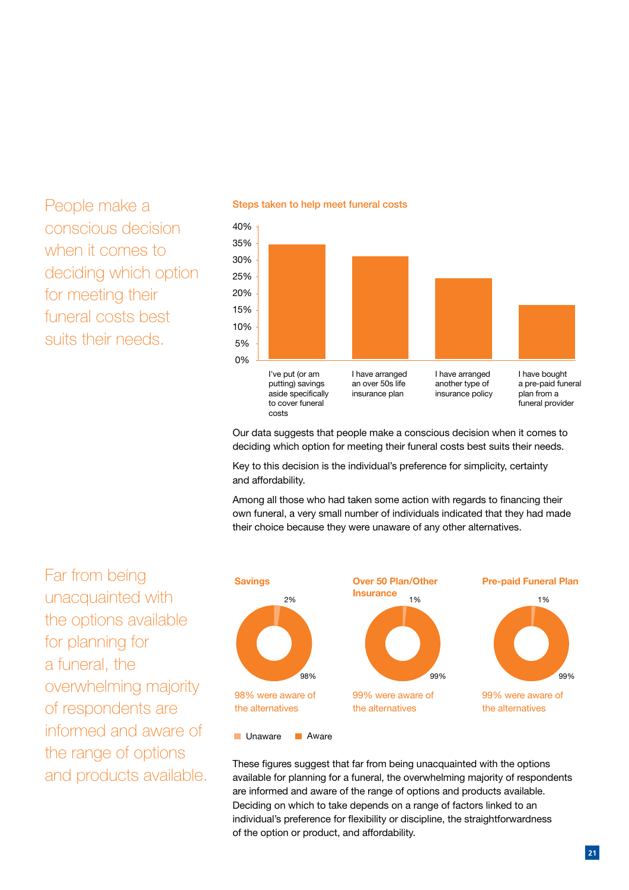People make a conscious decision when it comes to deciding which option for meeting their funeral costs best suits their needs.

**Steps taken to help meet funeral costs**

40%
35%
30%
25%
20%
15%
10%
5%
0%

I've put (or am putting) savings aside specifically to cover funeral costs

I have arranged an over 50s life insurance plan

I have arranged another type of insurance policy

I have bought a pre-paid funeral plan from a funeral provider

Our data suggests that people make a conscious decision when it comes to deciding which option for meeting their funeral costs best suits their needs.

Key to this decision is the individual's preference for simplicity, certainty and affordability.

Among all those who had taken some action with regards to financing their own funeral, a very small number of individuals indicated that they had made their choice because they were unaware of any other alternatives.

Far from being unacquainted with the options available for planning for a funeral, the overwhelming majority of respondents are informed and aware of the range of options and products available.

**Savings**

2%

98%

98% were aware of the alternatives

**Over 50 Plan/Other Insurance**

1%

99%

99% were aware of the alternatives

**Pre-paid Funeral Plan**

1%

99%

99% were aware of the alternatives

Unaware Aware

These figures suggest that far from being unacquainted with the options available for planning for a funeral, the overwhelming majority of respondents are informed and aware of the range of options and products available. Deciding on which to take depends on a range of factors linked to an individual's preference for flexibility or discipline, the straightforwardness of the option or product, and affordability.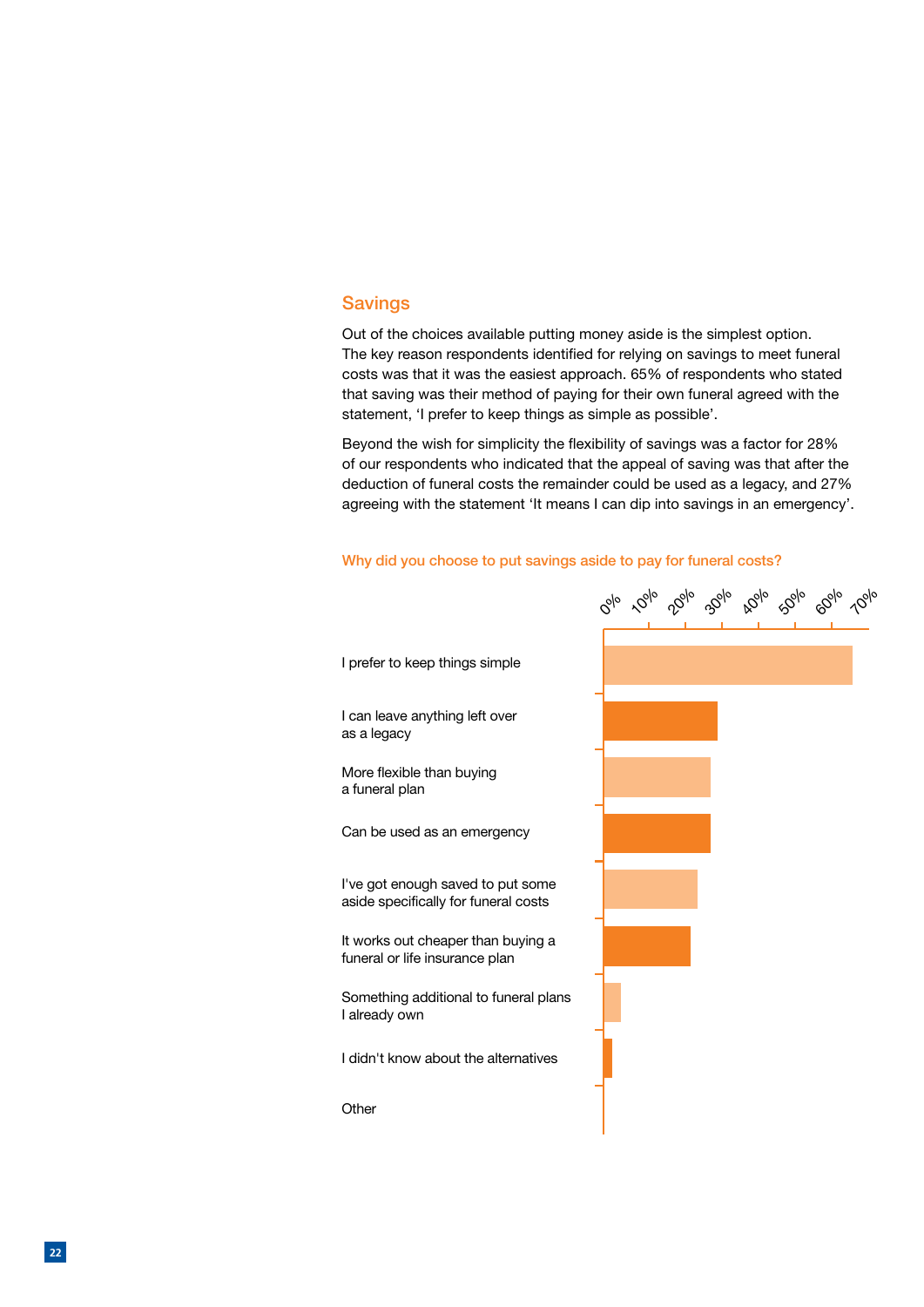## Savings

Out of the choices available putting money aside is the simplest option. The key reason respondents identified for relying on savings to meet funeral costs was that it was the easiest approach. 65% of respondents who stated that saving was their method of paying for their own funeral agreed with the statement, 'I prefer to keep things as simple as possible'.

Beyond the wish for simplicity the flexibility of savings was a factor for 28% of our respondents who indicated that the appeal of saving was that after the deduction of funeral costs the remainder could be used as a legacy, and 27% agreeing with the statement 'It means I can dip into savings in an emergency'.

**Why did you choose to put savings aside to pay for funeral costs?**

| Response | Approx. % (read from chart) |
|---|---|
| I prefer to keep things simple | ~65% |
| I can leave anything left over as a legacy | ~30% |
| More flexible than buying a funeral plan | ~28% |
| Can be used as an emergency | ~28% |
| I've got enough saved to put some aside specifically for funeral costs | ~25% |
| It works out cheaper than buying a funeral or life insurance plan | ~23% |
| Something additional to funeral plans I already own | ~5% |
| I didn't know about the alternatives | ~2% |
| Other | ~0% |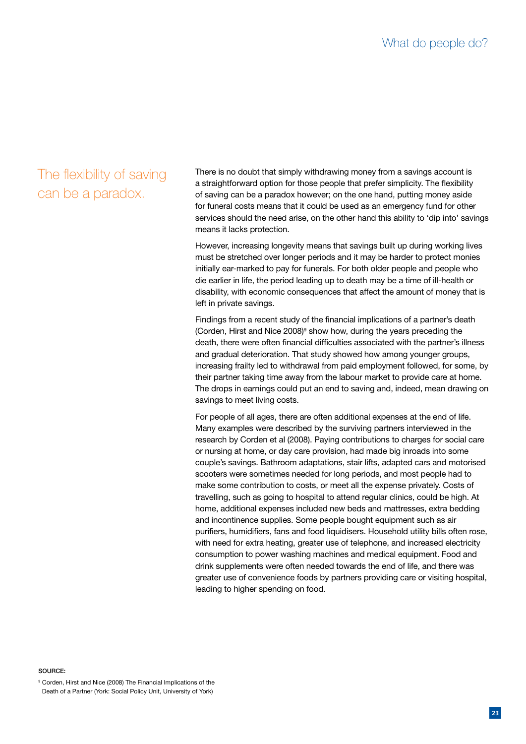## The flexibility of saving can be a paradox.

There is no doubt that simply withdrawing money from a savings account is a straightforward option for those people that prefer simplicity. The flexibility of saving can be a paradox however; on the one hand, putting money aside for funeral costs means that it could be used as an emergency fund for other services should the need arise, on the other hand this ability to 'dip into' savings means it lacks protection.

However, increasing longevity means that savings built up during working lives must be stretched over longer periods and it may be harder to protect monies initially ear-marked to pay for funerals. For both older people and people who die earlier in life, the period leading up to death may be a time of ill-health or disability, with economic consequences that affect the amount of money that is left in private savings.

Findings from a recent study of the financial implications of a partner's death (Corden, Hirst and Nice 2008)[9] show how, during the years preceding the death, there were often financial difficulties associated with the partner's illness and gradual deterioration. That study showed how among younger groups, increasing frailty led to withdrawal from paid employment followed, for some, by their partner taking time away from the labour market to provide care at home. The drops in earnings could put an end to saving and, indeed, mean drawing on savings to meet living costs.

For people of all ages, there are often additional expenses at the end of life. Many examples were described by the surviving partners interviewed in the research by Corden et al (2008). Paying contributions to charges for social care or nursing at home, or day care provision, had made big inroads into some couple's savings. Bathroom adaptations, stair lifts, adapted cars and motorised scooters were sometimes needed for long periods, and most people had to make some contribution to costs, or meet all the expense privately. Costs of travelling, such as going to hospital to attend regular clinics, could be high. At home, additional expenses included new beds and mattresses, extra bedding and incontinence supplies. Some people bought equipment such as air purifiers, humidifiers, fans and food liquidisers. Household utility bills often rose, with need for extra heating, greater use of telephone, and increased electricity consumption to power washing machines and medical equipment. Food and drink supplements were often needed towards the end of life, and there was greater use of convenience foods by partners providing care or visiting hospital, leading to higher spending on food.

**SOURCE:**

[9] Corden, Hirst and Nice (2008) The Financial Implications of the Death of a Partner (York: Social Policy Unit, University of York)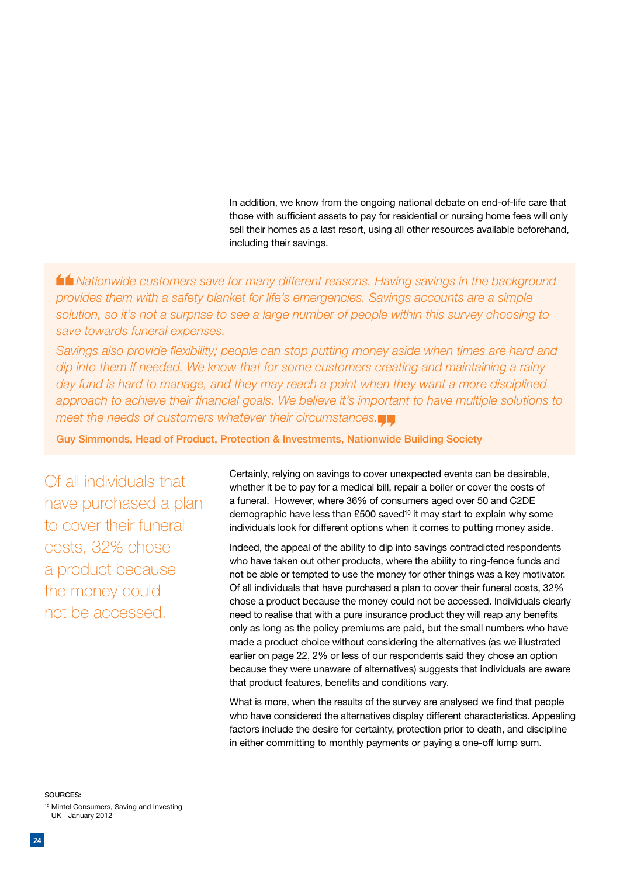In addition, we know from the ongoing national debate on end-of-life care that those with sufficient assets to pay for residential or nursing home fees will only sell their homes as a last resort, using all other resources available beforehand, including their savings.

> *"Nationwide customers save for many different reasons. Having savings in the background provides them with a safety blanket for life's emergencies. Savings accounts are a simple solution, so it's not a surprise to see a large number of people within this survey choosing to save towards funeral expenses.*
>
> *Savings also provide flexibility; people can stop putting money aside when times are hard and dip into them if needed. We know that for some customers creating and maintaining a rainy day fund is hard to manage, and they may reach a point when they want a more disciplined approach to achieve their financial goals. We believe it's important to have multiple solutions to meet the needs of customers whatever their circumstances."*
>
> **Guy Simmonds, Head of Product, Protection & Investments, Nationwide Building Society**

Of all individuals that have purchased a plan to cover their funeral costs, 32% chose a product because the money could not be accessed.

Certainly, relying on savings to cover unexpected events can be desirable, whether it be to pay for a medical bill, repair a boiler or cover the costs of a funeral. However, where 36% of consumers aged over 50 and C2DE demographic have less than £500 saved[10] it may start to explain why some individuals look for different options when it comes to putting money aside.

Indeed, the appeal of the ability to dip into savings contradicted respondents who have taken out other products, where the ability to ring-fence funds and not be able or tempted to use the money for other things was a key motivator. Of all individuals that have purchased a plan to cover their funeral costs, 32% chose a product because the money could not be accessed. Individuals clearly need to realise that with a pure insurance product they will reap any benefits only as long as the policy premiums are paid, but the small numbers who have made a product choice without considering the alternatives (as we illustrated earlier on page 22, 2% or less of our respondents said they chose an option because they were unaware of alternatives) suggests that individuals are aware that product features, benefits and conditions vary.

What is more, when the results of the survey are analysed we find that people who have considered the alternatives display different characteristics. Appealing factors include the desire for certainty, protection prior to death, and discipline in either committing to monthly payments or paying a one-off lump sum.

SOURCES:

[10] Mintel Consumers, Saving and Investing - UK - January 2012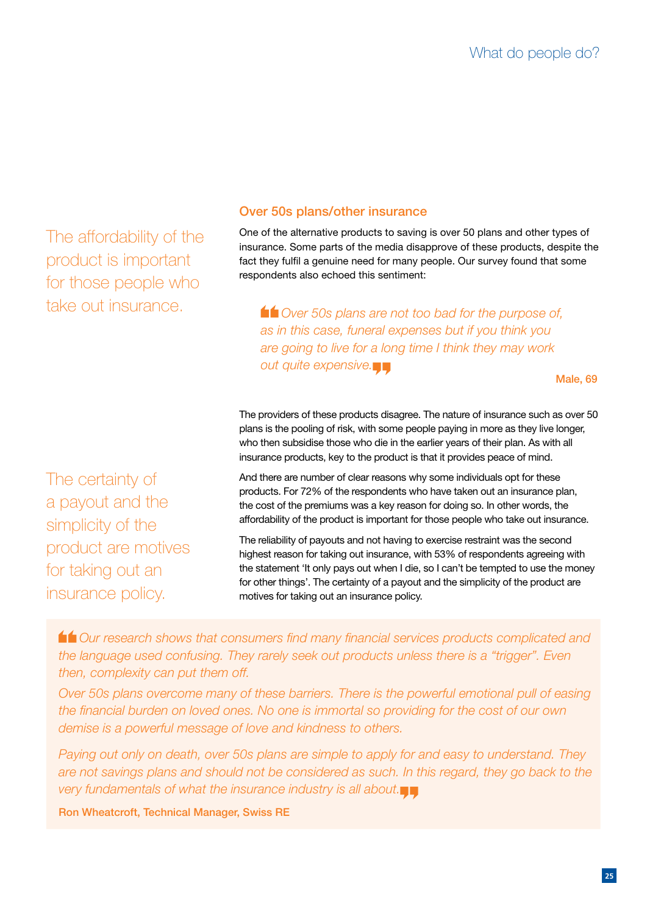## Over 50s plans/other insurance

> The affordability of the product is important for those people who take out insurance.

One of the alternative products to saving is over 50 plans and other types of insurance. Some parts of the media disapprove of these products, despite the fact they fulfil a genuine need for many people. Our survey found that some respondents also echoed this sentiment:

> *"Over 50s plans are not too bad for the purpose of, as in this case, funeral expenses but if you think you are going to live for a long time I think they may work out quite expensive."*
>
> **Male, 69**

The providers of these products disagree. The nature of insurance such as over 50 plans is the pooling of risk, with some people paying in more as they live longer, who then subsidise those who die in the earlier years of their plan. As with all insurance products, key to the product is that it provides peace of mind.

> The certainty of a payout and the simplicity of the product are motives for taking out an insurance policy.

And there are number of clear reasons why some individuals opt for these products. For 72% of the respondents who have taken out an insurance plan, the cost of the premiums was a key reason for doing so. In other words, the affordability of the product is important for those people who take out insurance.

The reliability of payouts and not having to exercise restraint was the second highest reason for taking out insurance, with 53% of respondents agreeing with the statement 'It only pays out when I die, so I can't be tempted to use the money for other things'. The certainty of a payout and the simplicity of the product are motives for taking out an insurance policy.

> *"Our research shows that consumers find many financial services products complicated and the language used confusing. They rarely seek out products unless there is a "trigger". Even then, complexity can put them off.*
>
> *Over 50s plans overcome many of these barriers. There is the powerful emotional pull of easing the financial burden on loved ones. No one is immortal so providing for the cost of our own demise is a powerful message of love and kindness to others.*
>
> *Paying out only on death, over 50s plans are simple to apply for and easy to understand. They are not savings plans and should not be considered as such. In this regard, they go back to the very fundamentals of what the insurance industry is all about."*
>
> **Ron Wheatcroft, Technical Manager, Swiss RE**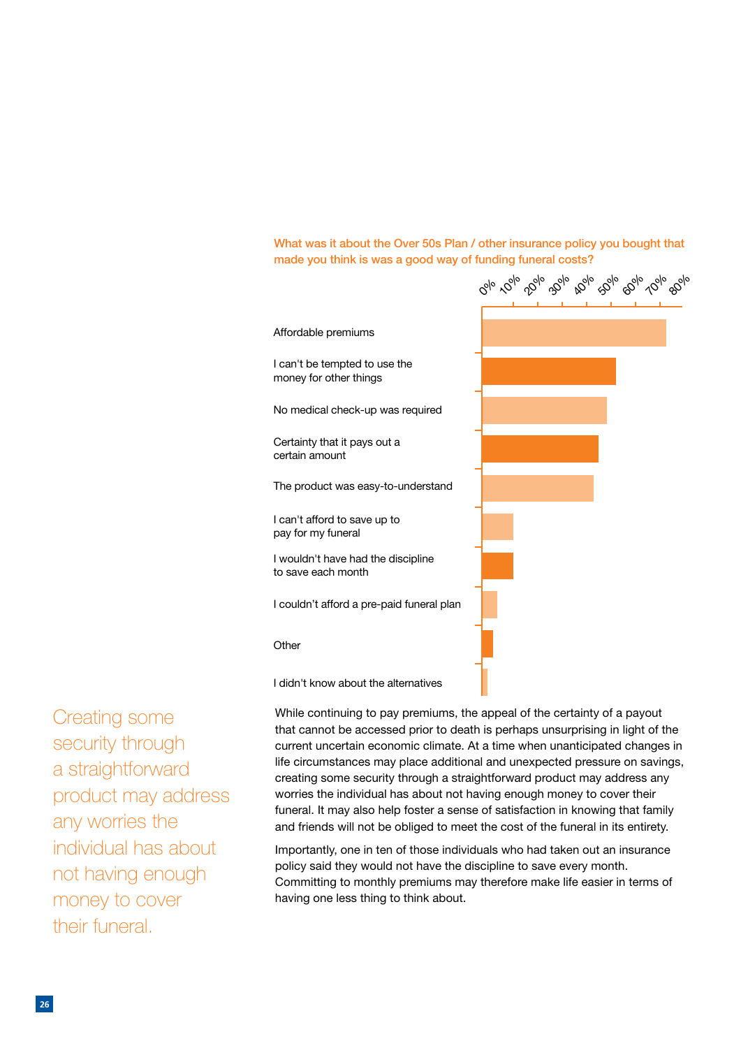**What was it about the Over 50s Plan / other insurance policy you bought that made you think is was a good way of funding funeral costs?**

| Response |
|---|
| Affordable premiums |
| I can't be tempted to use the money for other things |
| No medical check-up was required |
| Certainty that it pays out a certain amount |
| The product was easy-to-understand |
| I can't afford to save up to pay for my funeral |
| I wouldn't have had the discipline to save each month |
| I couldn't afford a pre-paid funeral plan |
| Other |
| I didn't know about the alternatives |

Creating some security through a straightforward product may address any worries the individual has about not having enough money to cover their funeral.

While continuing to pay premiums, the appeal of the certainty of a payout that cannot be accessed prior to death is perhaps unsurprising in light of the current uncertain economic climate. At a time when unanticipated changes in life circumstances may place additional and unexpected pressure on savings, creating some security through a straightforward product may address any worries the individual has about not having enough money to cover their funeral. It may also help foster a sense of satisfaction in knowing that family and friends will not be obliged to meet the cost of the funeral in its entirety.

Importantly, one in ten of those individuals who had taken out an insurance policy said they would not have the discipline to save every month. Committing to monthly premiums may therefore make life easier in terms of having one less thing to think about.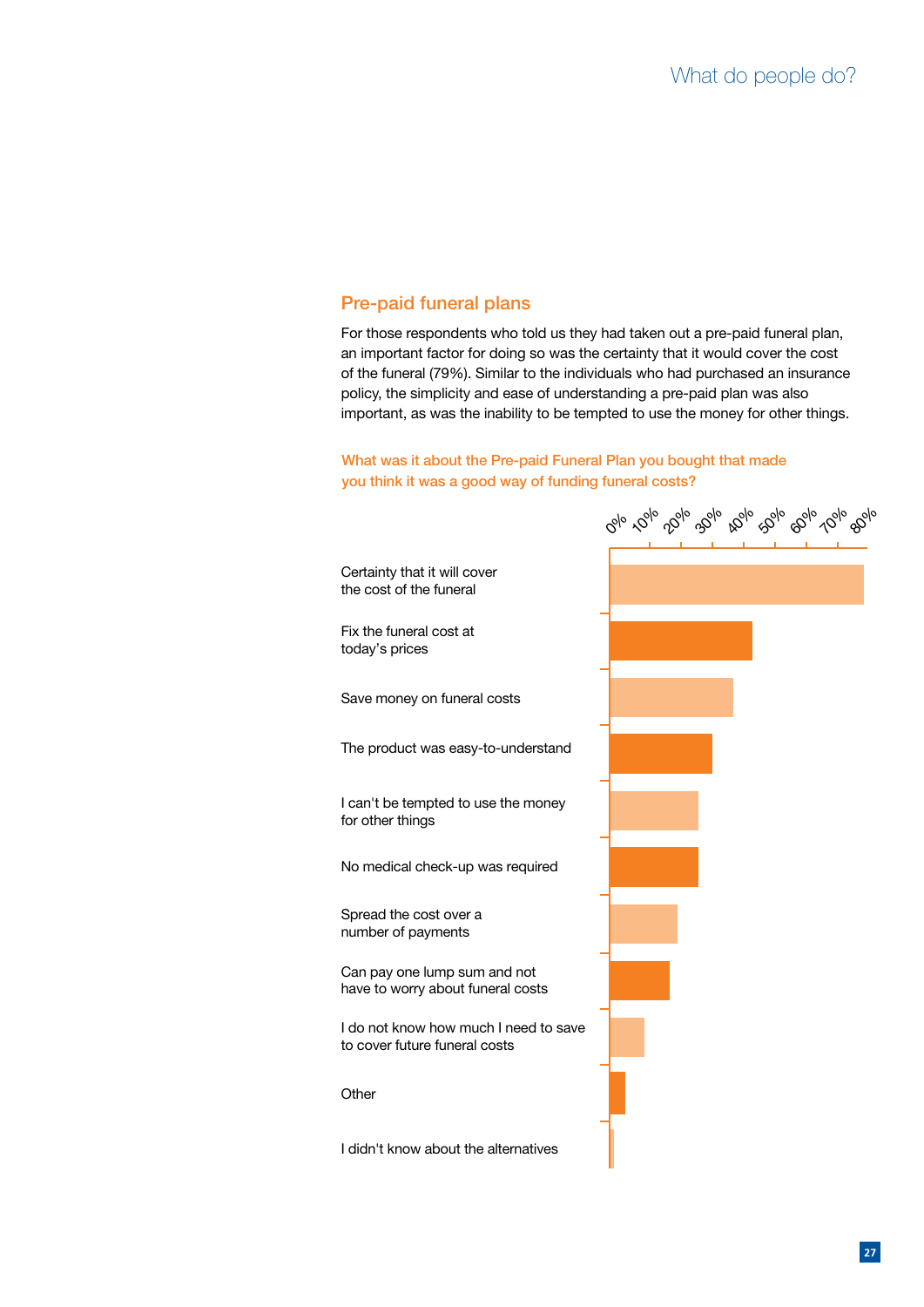## Pre-paid funeral plans

For those respondents who told us they had taken out a pre-paid funeral plan, an important factor for doing so was the certainty that it would cover the cost of the funeral (79%). Similar to the individuals who had purchased an insurance policy, the simplicity and ease of understanding a pre-paid plan was also important, as was the inability to be tempted to use the money for other things.

**What was it about the Pre-paid Funeral Plan you bought that made you think it was a good way of funding funeral costs?**

0% 10% 20% 30% 40% 50% 60% 70% 80%

- Certainty that it will cover the cost of the funeral
- Fix the funeral cost at today's prices
- Save money on funeral costs
- The product was easy-to-understand
- I can't be tempted to use the money for other things
- No medical check-up was required
- Spread the cost over a number of payments
- Can pay one lump sum and not have to worry about funeral costs
- I do not know how much I need to save to cover future funeral costs
- Other
- I didn't know about the alternatives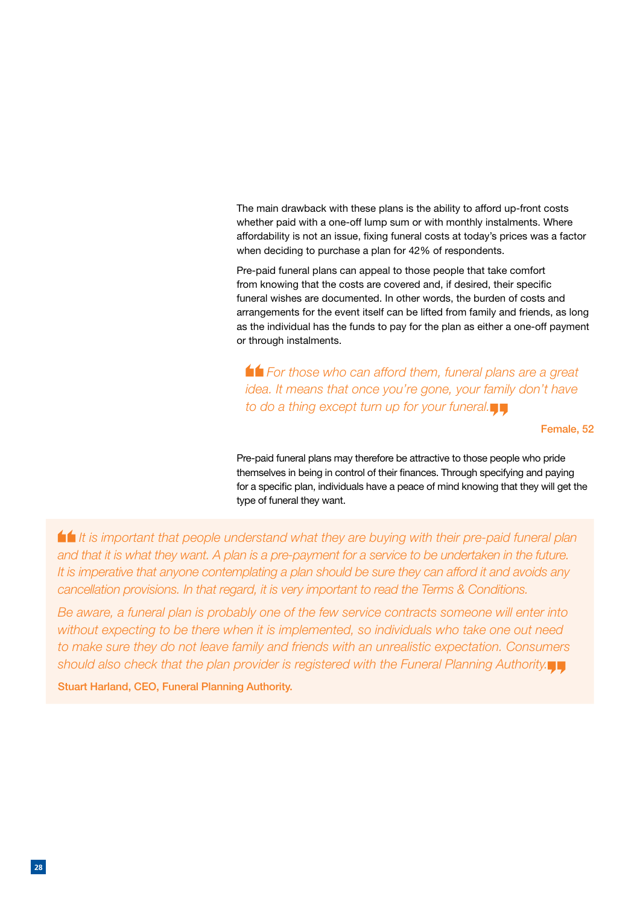The main drawback with these plans is the ability to afford up-front costs whether paid with a one-off lump sum or with monthly instalments. Where affordability is not an issue, fixing funeral costs at today's prices was a factor when deciding to purchase a plan for 42% of respondents.

Pre-paid funeral plans can appeal to those people that take comfort from knowing that the costs are covered and, if desired, their specific funeral wishes are documented. In other words, the burden of costs and arrangements for the event itself can be lifted from family and friends, as long as the individual has the funds to pay for the plan as either a one-off payment or through instalments.

> *"For those who can afford them, funeral plans are a great idea. It means that once you're gone, your family don't have to do a thing except turn up for your funeral."*
>
> **Female, 52**

Pre-paid funeral plans may therefore be attractive to those people who pride themselves in being in control of their finances. Through specifying and paying for a specific plan, individuals have a peace of mind knowing that they will get the type of funeral they want.

> *"It is important that people understand what they are buying with their pre-paid funeral plan and that it is what they want. A plan is a pre-payment for a service to be undertaken in the future. It is imperative that anyone contemplating a plan should be sure they can afford it and avoids any cancellation provisions. In that regard, it is very important to read the Terms & Conditions.*
>
> *Be aware, a funeral plan is probably one of the few service contracts someone will enter into without expecting to be there when it is implemented, so individuals who take one out need to make sure they do not leave family and friends with an unrealistic expectation. Consumers should also check that the plan provider is registered with the Funeral Planning Authority."*
>
> **Stuart Harland, CEO, Funeral Planning Authority.**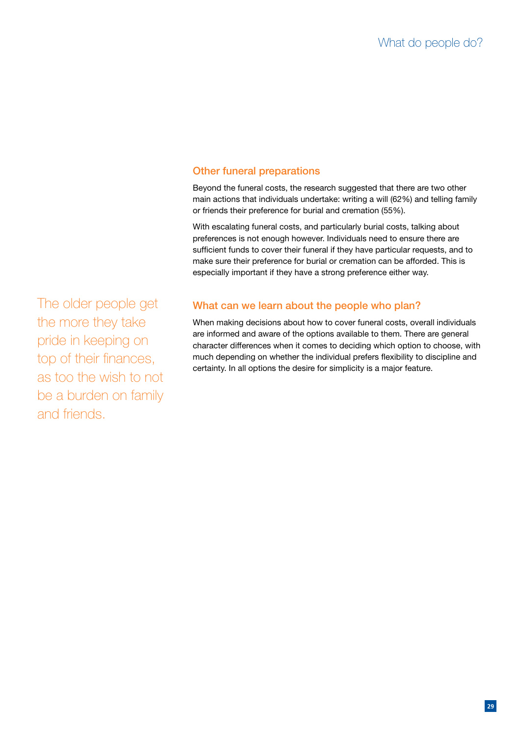## Other funeral preparations

Beyond the funeral costs, the research suggested that there are two other main actions that individuals undertake: writing a will (62%) and telling family or friends their preference for burial and cremation (55%).

With escalating funeral costs, and particularly burial costs, talking about preferences is not enough however. Individuals need to ensure there are sufficient funds to cover their funeral if they have particular requests, and to make sure their preference for burial or cremation can be afforded. This is especially important if they have a strong preference either way.

The older people get the more they take pride in keeping on top of their finances, as too the wish to not be a burden on family and friends.

## What can we learn about the people who plan?

When making decisions about how to cover funeral costs, overall individuals are informed and aware of the options available to them. There are general character differences when it comes to deciding which option to choose, with much depending on whether the individual prefers flexibility to discipline and certainty. In all options the desire for simplicity is a major feature.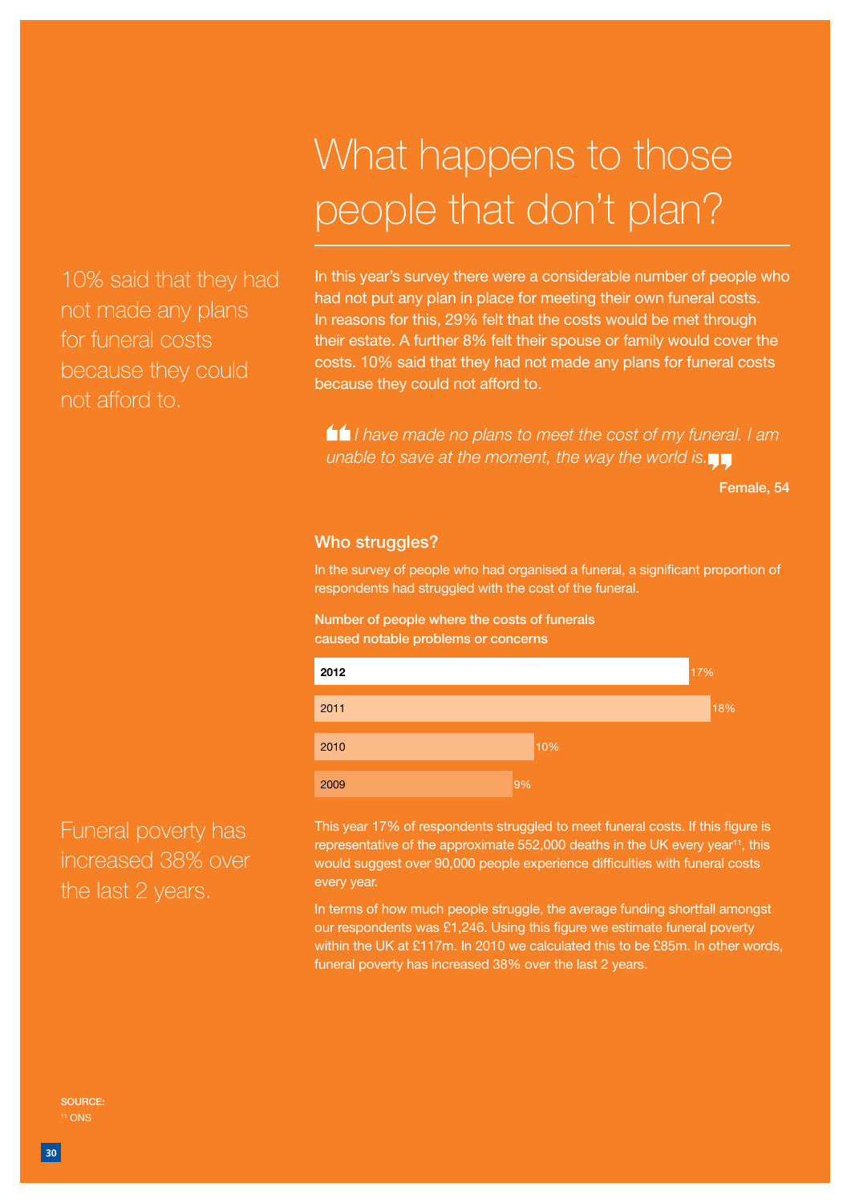# What happens to those people that don't plan?

10% said that they had not made any plans for funeral costs because they could not afford to.

In this year's survey there were a considerable number of people who had not put any plan in place for meeting their own funeral costs. In reasons for this, 29% felt that the costs would be met through their estate. A further 8% felt their spouse or family would cover the costs. 10% said that they had not made any plans for funeral costs because they could not afford to.

> *I have made no plans to meet the cost of my funeral. I am unable to save at the moment, the way the world is.*
>
> **Female, 54**

## Who struggles?

In the survey of people who had organised a funeral, a significant proportion of respondents had struggled with the cost of the funeral.

**Number of people where the costs of funerals caused notable problems or concerns**

| Year | % |
|---|---|
| 2012 | 17% |
| 2011 | 18% |
| 2010 | 10% |
| 2009 | 9% |

Funeral poverty has increased 38% over the last 2 years.

This year 17% of respondents struggled to meet funeral costs. If this figure is representative of the approximate 552,000 deaths in the UK every year[11], this would suggest over 90,000 people experience difficulties with funeral costs every year.

In terms of how much people struggle, the average funding shortfall amongst our respondents was £1,246. Using this figure we estimate funeral poverty within the UK at £117m. In 2010 we calculated this to be £85m. In other words, funeral poverty has increased 38% over the last 2 years.

SOURCE:
[11] ONS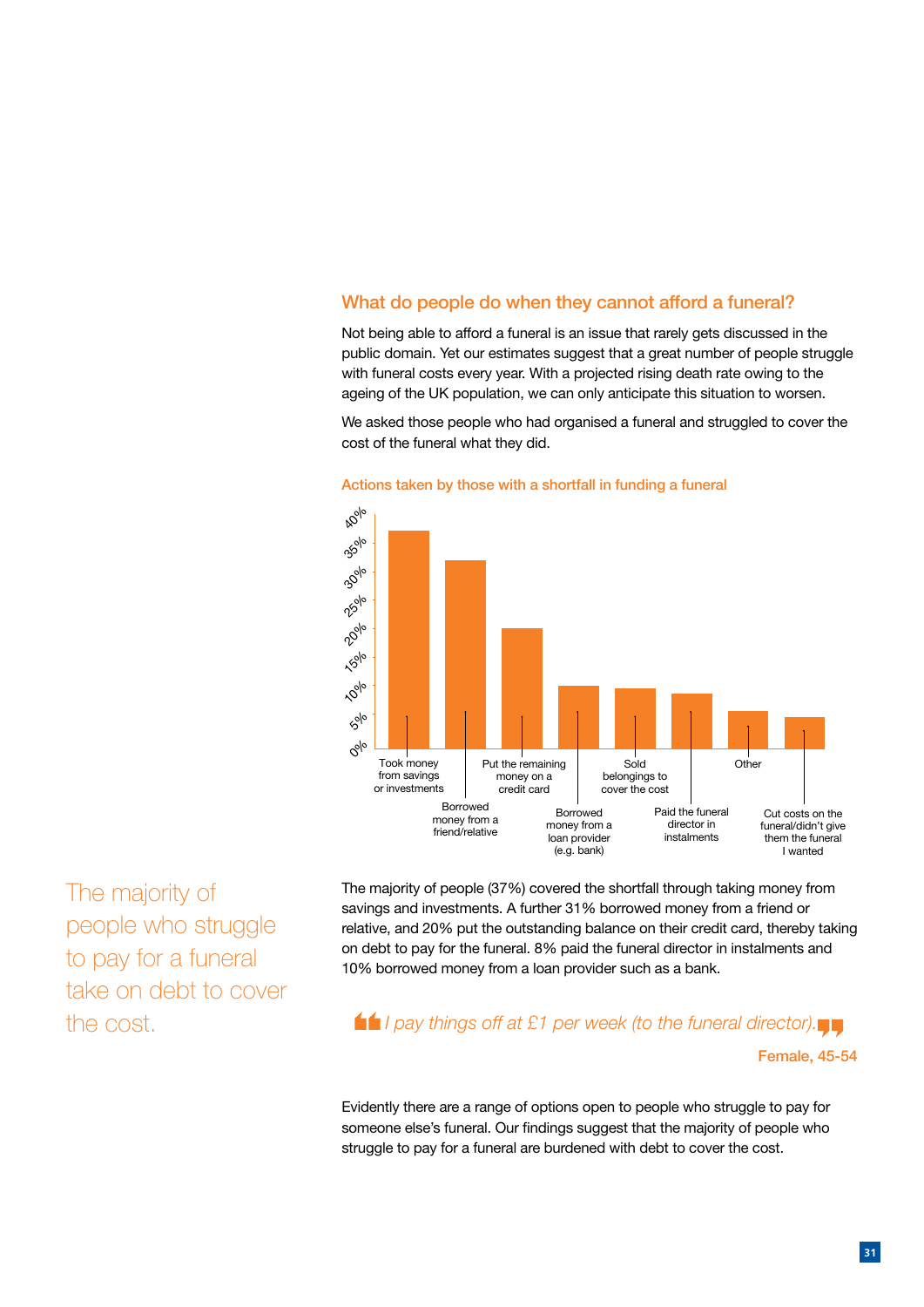## What do people do when they cannot afford a funeral?

Not being able to afford a funeral is an issue that rarely gets discussed in the public domain. Yet our estimates suggest that a great number of people struggle with funeral costs every year. With a projected rising death rate owing to the ageing of the UK population, we can only anticipate this situation to worsen.

We asked those people who had organised a funeral and struggled to cover the cost of the funeral what they did.

### Actions taken by those with a shortfall in funding a funeral

- Took money from savings or investments
- Borrowed money from a friend/relative
- Put the remaining money on a credit card
- Borrowed money from a loan provider (e.g. bank)
- Sold belongings to cover the cost
- Paid the funeral director in instalments
- Other
- Cut costs on the funeral/didn't give them the funeral I wanted

The majority of people who struggle to pay for a funeral take on debt to cover the cost.

The majority of people (37%) covered the shortfall through taking money from savings and investments. A further 31% borrowed money from a friend or relative, and 20% put the outstanding balance on their credit card, thereby taking on debt to pay for the funeral. 8% paid the funeral director in instalments and 10% borrowed money from a loan provider such as a bank.

> *I pay things off at £1 per week (to the funeral director).*
>
> **Female, 45-54**

Evidently there are a range of options open to people who struggle to pay for someone else's funeral. Our findings suggest that the majority of people who struggle to pay for a funeral are burdened with debt to cover the cost.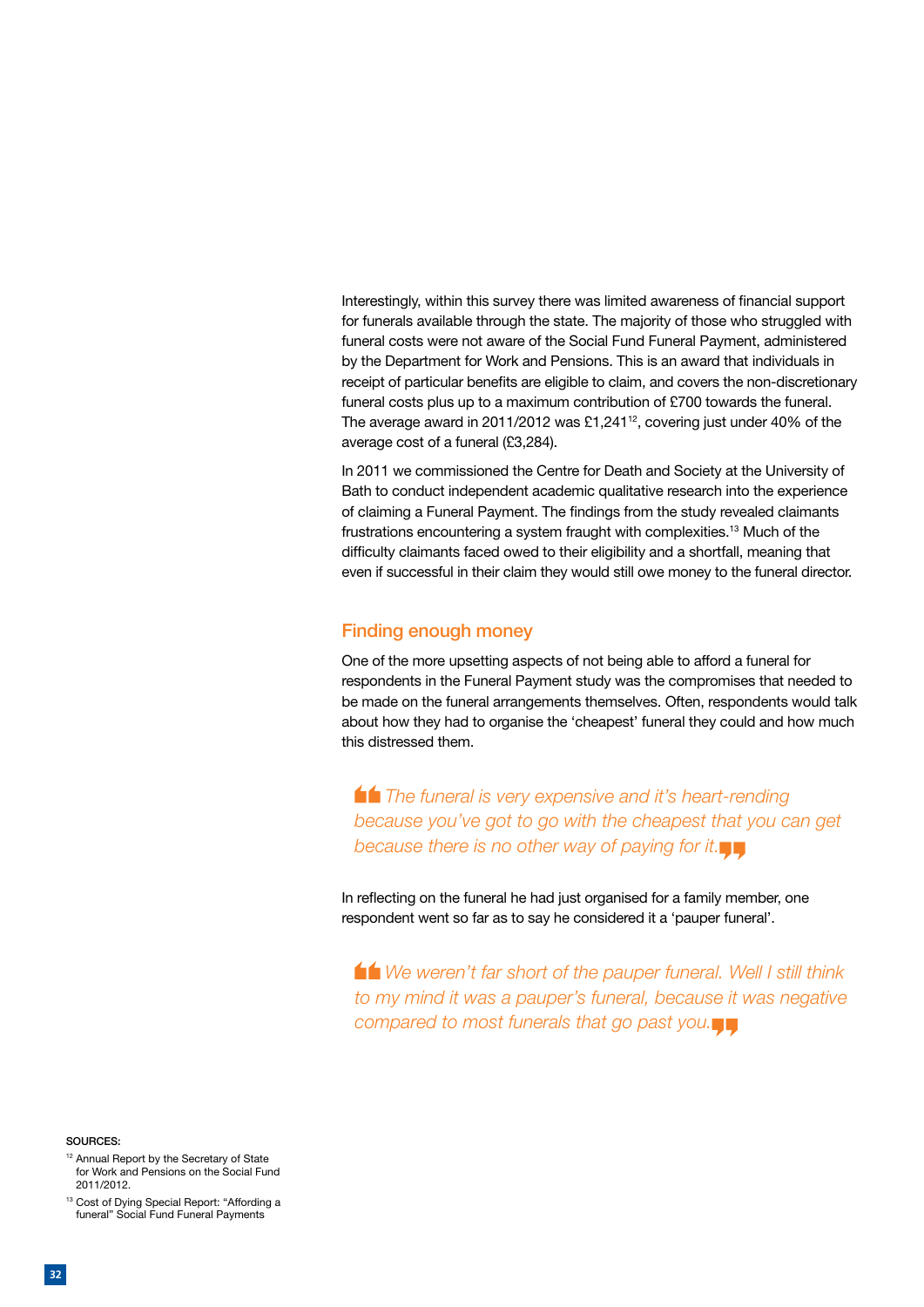Interestingly, within this survey there was limited awareness of financial support for funerals available through the state. The majority of those who struggled with funeral costs were not aware of the Social Fund Funeral Payment, administered by the Department for Work and Pensions. This is an award that individuals in receipt of particular benefits are eligible to claim, and covers the non-discretionary funeral costs plus up to a maximum contribution of £700 towards the funeral. The average award in 2011/2012 was £1,241[12], covering just under 40% of the average cost of a funeral (£3,284).

In 2011 we commissioned the Centre for Death and Society at the University of Bath to conduct independent academic qualitative research into the experience of claiming a Funeral Payment. The findings from the study revealed claimants frustrations encountering a system fraught with complexities.[13] Much of the difficulty claimants faced owed to their eligibility and a shortfall, meaning that even if successful in their claim they would still owe money to the funeral director.

## Finding enough money

One of the more upsetting aspects of not being able to afford a funeral for respondents in the Funeral Payment study was the compromises that needed to be made on the funeral arrangements themselves. Often, respondents would talk about how they had to organise the 'cheapest' funeral they could and how much this distressed them.

> *"The funeral is very expensive and it's heart-rending because you've got to go with the cheapest that you can get because there is no other way of paying for it."*

In reflecting on the funeral he had just organised for a family member, one respondent went so far as to say he considered it a 'pauper funeral'.

> *"We weren't far short of the pauper funeral. Well I still think to my mind it was a pauper's funeral, because it was negative compared to most funerals that go past you."*

**SOURCES:**

[12] Annual Report by the Secretary of State for Work and Pensions on the Social Fund 2011/2012.

[13] Cost of Dying Special Report: "Affording a funeral" Social Fund Funeral Payments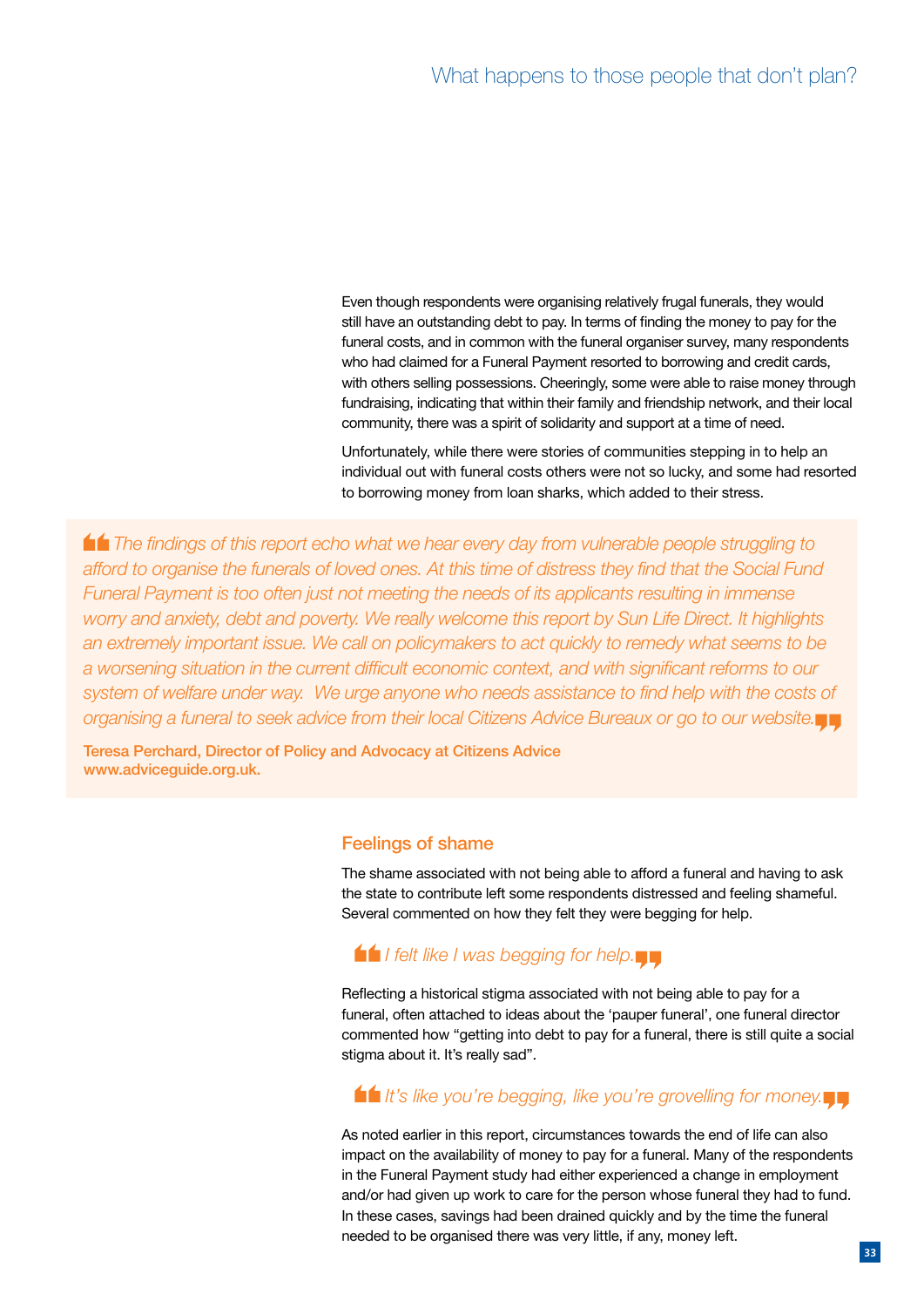Even though respondents were organising relatively frugal funerals, they would still have an outstanding debt to pay. In terms of finding the money to pay for the funeral costs, and in common with the funeral organiser survey, many respondents who had claimed for a Funeral Payment resorted to borrowing and credit cards, with others selling possessions. Cheeringly, some were able to raise money through fundraising, indicating that within their family and friendship network, and their local community, there was a spirit of solidarity and support at a time of need.

Unfortunately, while there were stories of communities stepping in to help an individual out with funeral costs others were not so lucky, and some had resorted to borrowing money from loan sharks, which added to their stress.

> *The findings of this report echo what we hear every day from vulnerable people struggling to afford to organise the funerals of loved ones. At this time of distress they find that the Social Fund Funeral Payment is too often just not meeting the needs of its applicants resulting in immense worry and anxiety, debt and poverty. We really welcome this report by Sun Life Direct. It highlights an extremely important issue. We call on policymakers to act quickly to remedy what seems to be a worsening situation in the current difficult economic context, and with significant reforms to our system of welfare under way. We urge anyone who needs assistance to find help with the costs of organising a funeral to seek advice from their local Citizens Advice Bureaux or go to our website.*
>
> **Teresa Perchard, Director of Policy and Advocacy at Citizens Advice**
> **www.adviceguide.org.uk.**

## Feelings of shame

The shame associated with not being able to afford a funeral and having to ask the state to contribute left some respondents distressed and feeling shameful. Several commented on how they felt they were begging for help.

> *I felt like I was begging for help.*

Reflecting a historical stigma associated with not being able to pay for a funeral, often attached to ideas about the 'pauper funeral', one funeral director commented how "getting into debt to pay for a funeral, there is still quite a social stigma about it. It's really sad".

> *It's like you're begging, like you're grovelling for money.*

As noted earlier in this report, circumstances towards the end of life can also impact on the availability of money to pay for a funeral. Many of the respondents in the Funeral Payment study had either experienced a change in employment and/or had given up work to care for the person whose funeral they had to fund. In these cases, savings had been drained quickly and by the time the funeral needed to be organised there was very little, if any, money left.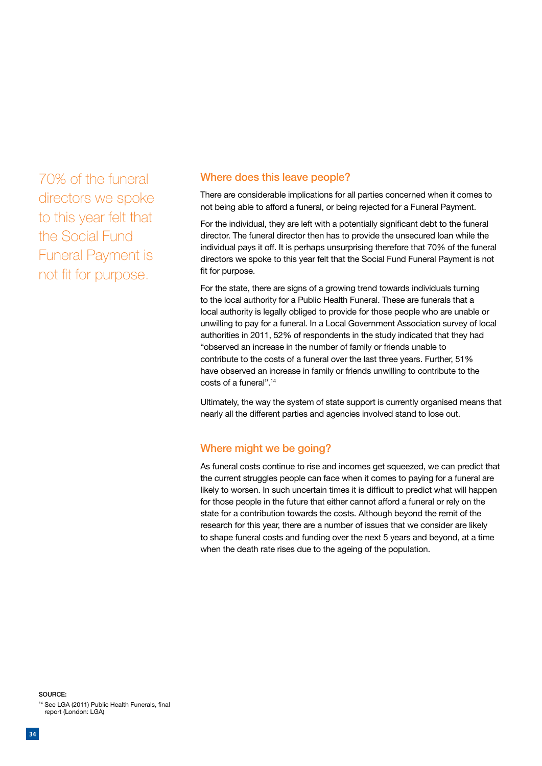70% of the funeral directors we spoke to this year felt that the Social Fund Funeral Payment is not fit for purpose.

## Where does this leave people?

There are considerable implications for all parties concerned when it comes to not being able to afford a funeral, or being rejected for a Funeral Payment.

For the individual, they are left with a potentially significant debt to the funeral director. The funeral director then has to provide the unsecured loan while the individual pays it off. It is perhaps unsurprising therefore that 70% of the funeral directors we spoke to this year felt that the Social Fund Funeral Payment is not fit for purpose.

For the state, there are signs of a growing trend towards individuals turning to the local authority for a Public Health Funeral. These are funerals that a local authority is legally obliged to provide for those people who are unable or unwilling to pay for a funeral. In a Local Government Association survey of local authorities in 2011, 52% of respondents in the study indicated that they had "observed an increase in the number of family or friends unable to contribute to the costs of a funeral over the last three years. Further, 51% have observed an increase in family or friends unwilling to contribute to the costs of a funeral".[14]

Ultimately, the way the system of state support is currently organised means that nearly all the different parties and agencies involved stand to lose out.

## Where might we be going?

As funeral costs continue to rise and incomes get squeezed, we can predict that the current struggles people can face when it comes to paying for a funeral are likely to worsen. In such uncertain times it is difficult to predict what will happen for those people in the future that either cannot afford a funeral or rely on the state for a contribution towards the costs. Although beyond the remit of the research for this year, there are a number of issues that we consider are likely to shape funeral costs and funding over the next 5 years and beyond, at a time when the death rate rises due to the ageing of the population.

**SOURCE:**

[14] See LGA (2011) Public Health Funerals, final report (London: LGA)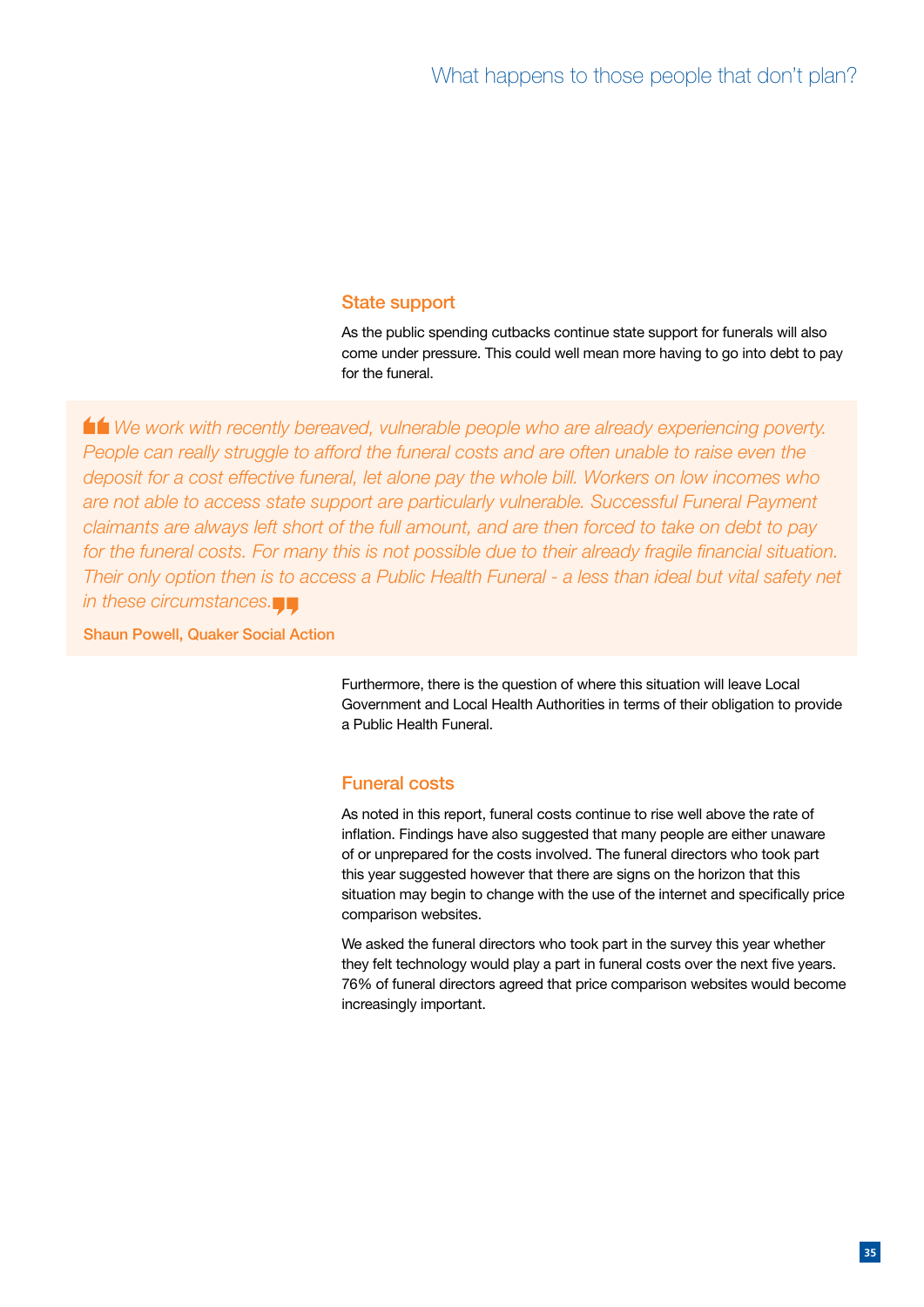## State support

As the public spending cutbacks continue state support for funerals will also come under pressure. This could well mean more having to go into debt to pay for the funeral.

> *We work with recently bereaved, vulnerable people who are already experiencing poverty. People can really struggle to afford the funeral costs and are often unable to raise even the deposit for a cost effective funeral, let alone pay the whole bill. Workers on low incomes who are not able to access state support are particularly vulnerable. Successful Funeral Payment claimants are always left short of the full amount, and are then forced to take on debt to pay for the funeral costs. For many this is not possible due to their already fragile financial situation. Their only option then is to access a Public Health Funeral - a less than ideal but vital safety net in these circumstances.*
>
> **Shaun Powell, Quaker Social Action**

Furthermore, there is the question of where this situation will leave Local Government and Local Health Authorities in terms of their obligation to provide a Public Health Funeral.

## Funeral costs

As noted in this report, funeral costs continue to rise well above the rate of inflation. Findings have also suggested that many people are either unaware of or unprepared for the costs involved. The funeral directors who took part this year suggested however that there are signs on the horizon that this situation may begin to change with the use of the internet and specifically price comparison websites.

We asked the funeral directors who took part in the survey this year whether they felt technology would play a part in funeral costs over the next five years. 76% of funeral directors agreed that price comparison websites would become increasingly important.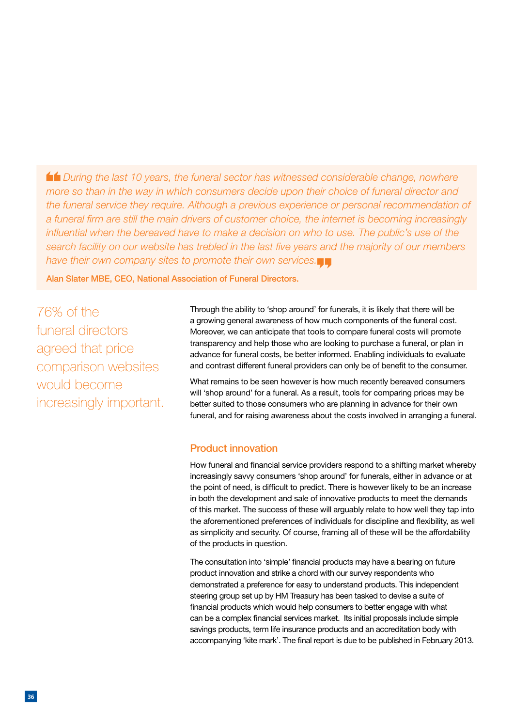> *During the last 10 years, the funeral sector has witnessed considerable change, nowhere more so than in the way in which consumers decide upon their choice of funeral director and the funeral service they require. Although a previous experience or personal recommendation of a funeral firm are still the main drivers of customer choice, the internet is becoming increasingly influential when the bereaved have to make a decision on who to use. The public's use of the search facility on our website has trebled in the last five years and the majority of our members have their own company sites to promote their own services.*
>
> **Alan Slater MBE, CEO, National Association of Funeral Directors.**

76% of the funeral directors agreed that price comparison websites would become increasingly important.

Through the ability to 'shop around' for funerals, it is likely that there will be a growing general awareness of how much components of the funeral cost. Moreover, we can anticipate that tools to compare funeral costs will promote transparency and help those who are looking to purchase a funeral, or plan in advance for funeral costs, be better informed. Enabling individuals to evaluate and contrast different funeral providers can only be of benefit to the consumer.

What remains to be seen however is how much recently bereaved consumers will 'shop around' for a funeral. As a result, tools for comparing prices may be better suited to those consumers who are planning in advance for their own funeral, and for raising awareness about the costs involved in arranging a funeral.

## Product innovation

How funeral and financial service providers respond to a shifting market whereby increasingly savvy consumers 'shop around' for funerals, either in advance or at the point of need, is difficult to predict. There is however likely to be an increase in both the development and sale of innovative products to meet the demands of this market. The success of these will arguably relate to how well they tap into the aforementioned preferences of individuals for discipline and flexibility, as well as simplicity and security. Of course, framing all of these will be the affordability of the products in question.

The consultation into 'simple' financial products may have a bearing on future product innovation and strike a chord with our survey respondents who demonstrated a preference for easy to understand products. This independent steering group set up by HM Treasury has been tasked to devise a suite of financial products which would help consumers to better engage with what can be a complex financial services market. Its initial proposals include simple savings products, term life insurance products and an accreditation body with accompanying 'kite mark'. The final report is due to be published in February 2013.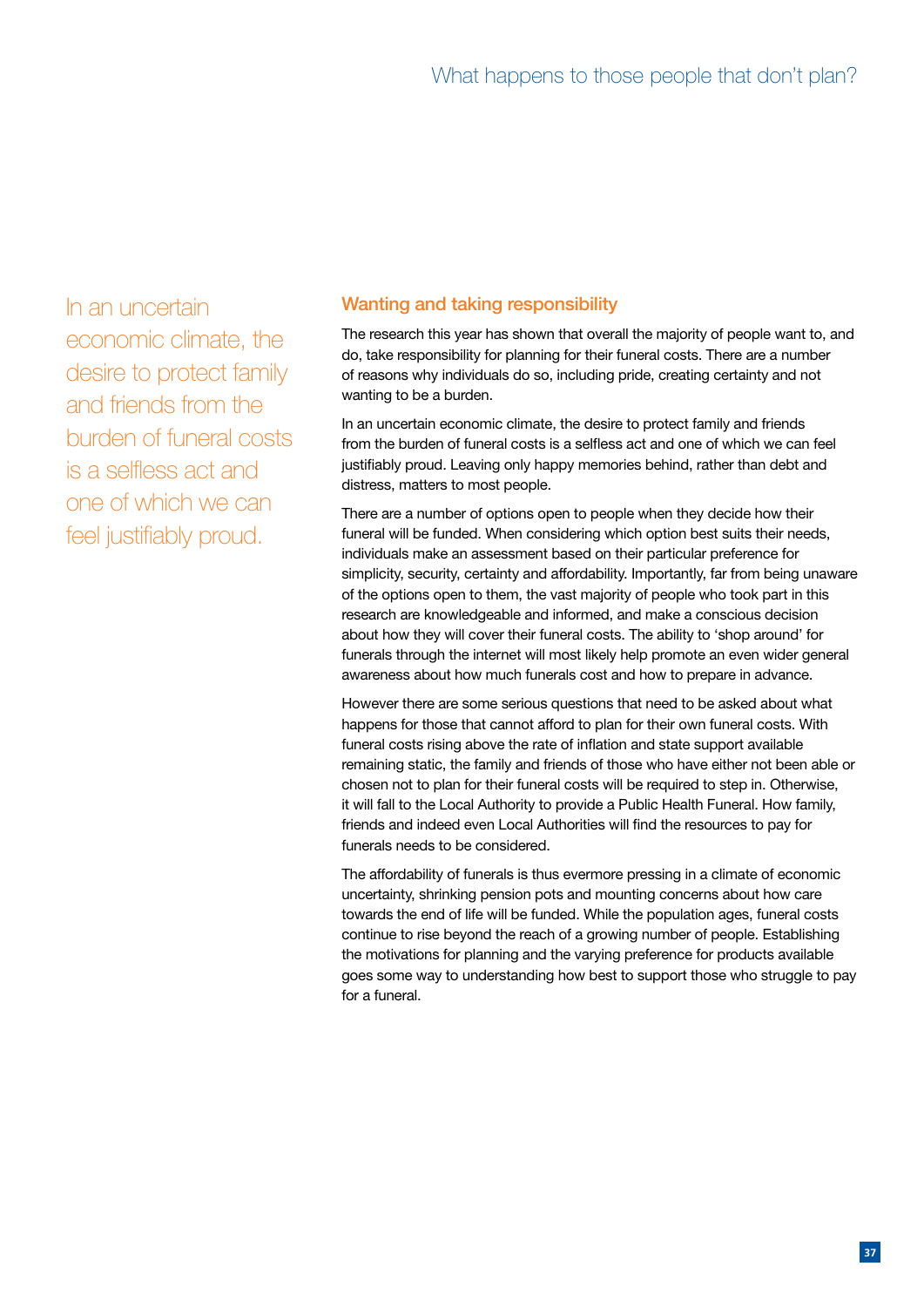In an uncertain economic climate, the desire to protect family and friends from the burden of funeral costs is a selfless act and one of which we can feel justifiably proud.

## Wanting and taking responsibility

The research this year has shown that overall the majority of people want to, and do, take responsibility for planning for their funeral costs. There are a number of reasons why individuals do so, including pride, creating certainty and not wanting to be a burden.

In an uncertain economic climate, the desire to protect family and friends from the burden of funeral costs is a selfless act and one of which we can feel justifiably proud. Leaving only happy memories behind, rather than debt and distress, matters to most people.

There are a number of options open to people when they decide how their funeral will be funded. When considering which option best suits their needs, individuals make an assessment based on their particular preference for simplicity, security, certainty and affordability. Importantly, far from being unaware of the options open to them, the vast majority of people who took part in this research are knowledgeable and informed, and make a conscious decision about how they will cover their funeral costs. The ability to 'shop around' for funerals through the internet will most likely help promote an even wider general awareness about how much funerals cost and how to prepare in advance.

However there are some serious questions that need to be asked about what happens for those that cannot afford to plan for their own funeral costs. With funeral costs rising above the rate of inflation and state support available remaining static, the family and friends of those who have either not been able or chosen not to plan for their funeral costs will be required to step in. Otherwise, it will fall to the Local Authority to provide a Public Health Funeral. How family, friends and indeed even Local Authorities will find the resources to pay for funerals needs to be considered.

The affordability of funerals is thus evermore pressing in a climate of economic uncertainty, shrinking pension pots and mounting concerns about how care towards the end of life will be funded. While the population ages, funeral costs continue to rise beyond the reach of a growing number of people. Establishing the motivations for planning and the varying preference for products available goes some way to understanding how best to support those who struggle to pay for a funeral.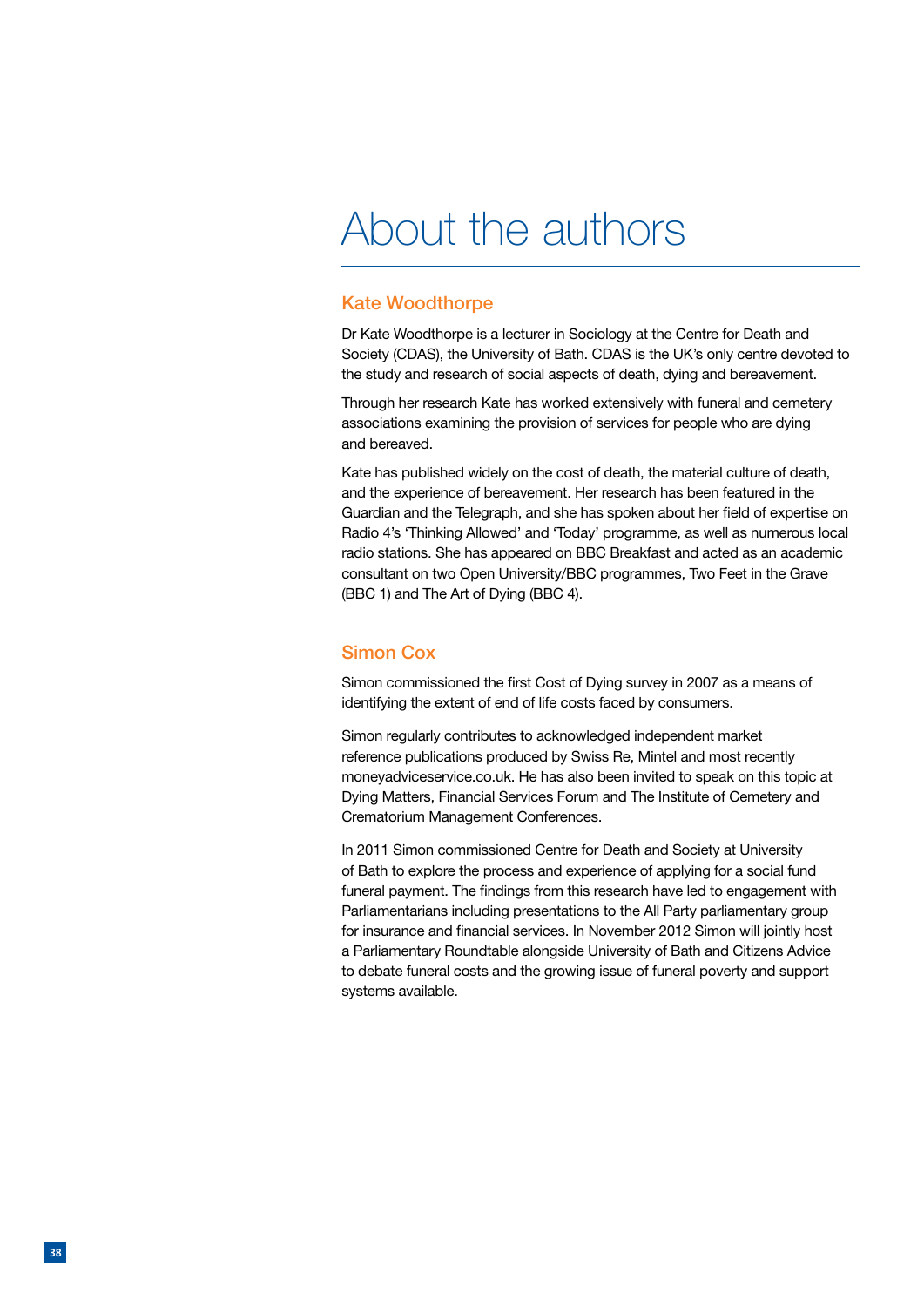# About the authors

## Kate Woodthorpe

Dr Kate Woodthorpe is a lecturer in Sociology at the Centre for Death and Society (CDAS), the University of Bath. CDAS is the UK's only centre devoted to the study and research of social aspects of death, dying and bereavement.

Through her research Kate has worked extensively with funeral and cemetery associations examining the provision of services for people who are dying and bereaved.

Kate has published widely on the cost of death, the material culture of death, and the experience of bereavement. Her research has been featured in the Guardian and the Telegraph, and she has spoken about her field of expertise on Radio 4's 'Thinking Allowed' and 'Today' programme, as well as numerous local radio stations. She has appeared on BBC Breakfast and acted as an academic consultant on two Open University/BBC programmes, Two Feet in the Grave (BBC 1) and The Art of Dying (BBC 4).

## Simon Cox

Simon commissioned the first Cost of Dying survey in 2007 as a means of identifying the extent of end of life costs faced by consumers.

Simon regularly contributes to acknowledged independent market reference publications produced by Swiss Re, Mintel and most recently moneyadviceservice.co.uk. He has also been invited to speak on this topic at Dying Matters, Financial Services Forum and The Institute of Cemetery and Crematorium Management Conferences.

In 2011 Simon commissioned Centre for Death and Society at University of Bath to explore the process and experience of applying for a social fund funeral payment. The findings from this research have led to engagement with Parliamentarians including presentations to the All Party parliamentary group for insurance and financial services. In November 2012 Simon will jointly host a Parliamentary Roundtable alongside University of Bath and Citizens Advice to debate funeral costs and the growing issue of funeral poverty and support systems available.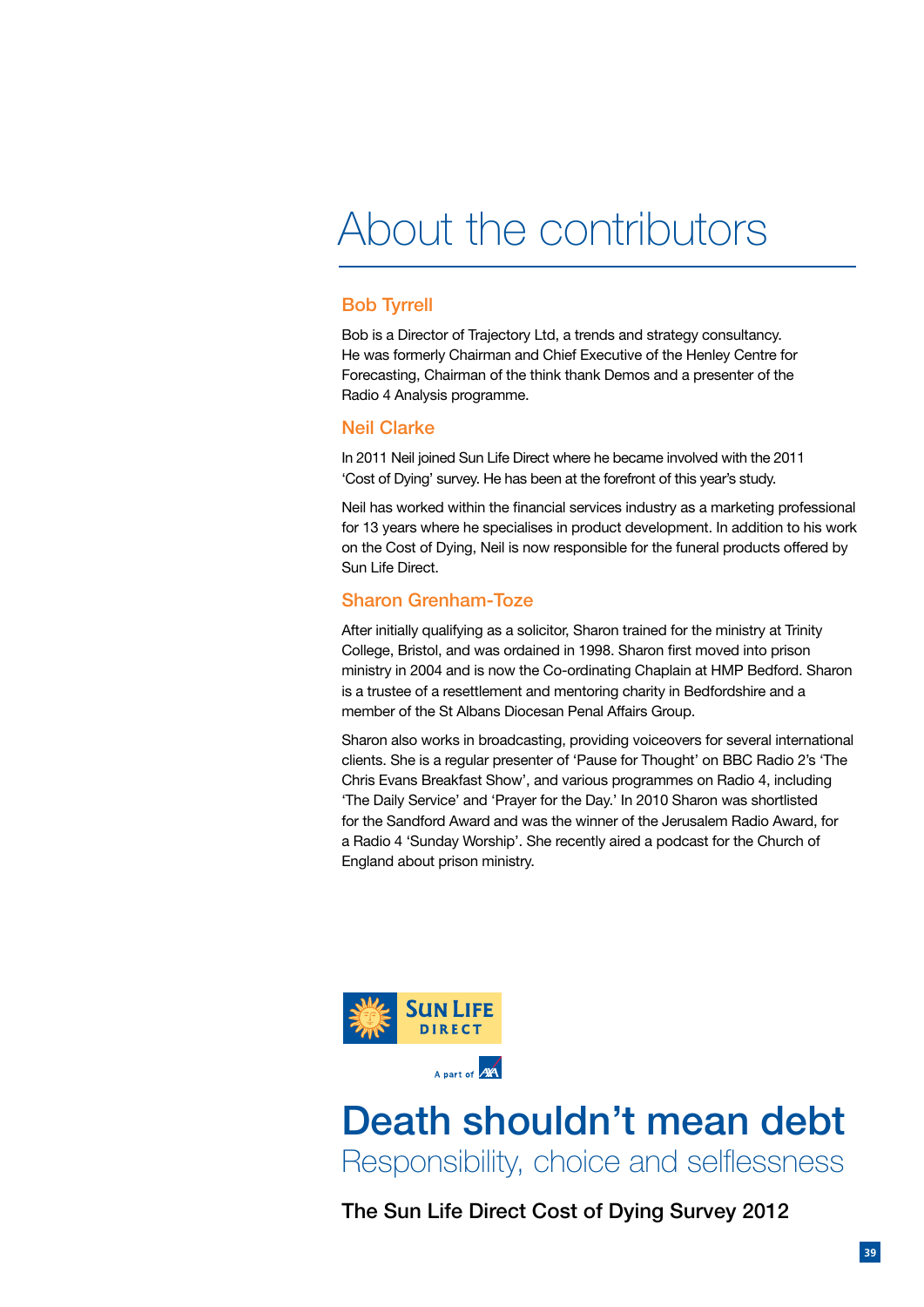# About the contributors

## Bob Tyrrell

Bob is a Director of Trajectory Ltd, a trends and strategy consultancy. He was formerly Chairman and Chief Executive of the Henley Centre for Forecasting, Chairman of the think thank Demos and a presenter of the Radio 4 Analysis programme.

## Neil Clarke

In 2011 Neil joined Sun Life Direct where he became involved with the 2011 'Cost of Dying' survey. He has been at the forefront of this year's study.

Neil has worked within the financial services industry as a marketing professional for 13 years where he specialises in product development. In addition to his work on the Cost of Dying, Neil is now responsible for the funeral products offered by Sun Life Direct.

## Sharon Grenham-Toze

After initially qualifying as a solicitor, Sharon trained for the ministry at Trinity College, Bristol, and was ordained in 1998. Sharon first moved into prison ministry in 2004 and is now the Co-ordinating Chaplain at HMP Bedford. Sharon is a trustee of a resettlement and mentoring charity in Bedfordshire and a member of the St Albans Diocesan Penal Affairs Group.

Sharon also works in broadcasting, providing voiceovers for several international clients. She is a regular presenter of 'Pause for Thought' on BBC Radio 2's 'The Chris Evans Breakfast Show', and various programmes on Radio 4, including 'The Daily Service' and 'Prayer for the Day.' In 2010 Sharon was shortlisted for the Sandford Award and was the winner of the Jerusalem Radio Award, for a Radio 4 'Sunday Worship'. She recently aired a podcast for the Church of England about prison ministry.

SUN LIFE DIRECT

A part of AXA

# Death shouldn't mean debt

Responsibility, choice and selflessness

The Sun Life Direct Cost of Dying Survey 2012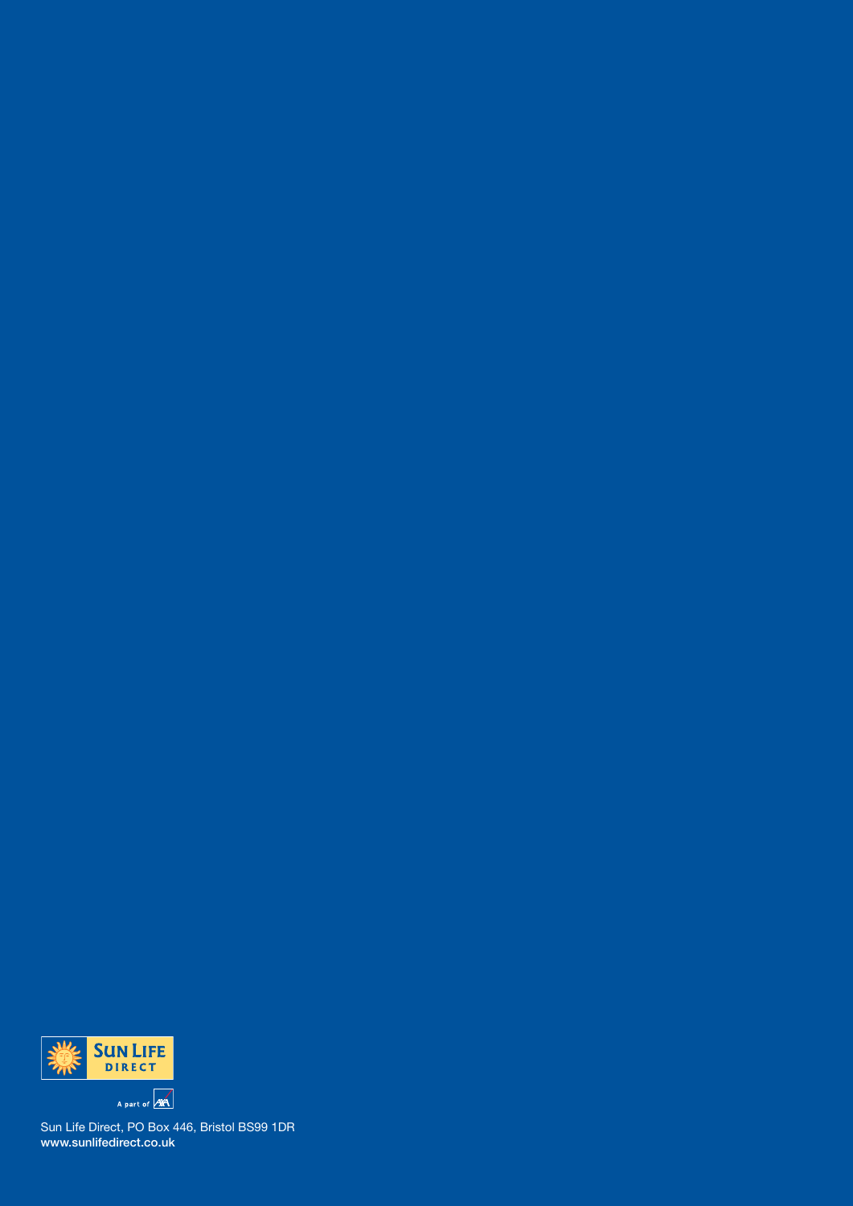SUN LIFE DIRECT

A part of AXA

Sun Life Direct, PO Box 446, Bristol BS99 1DR
**www.sunlifedirect.co.uk**